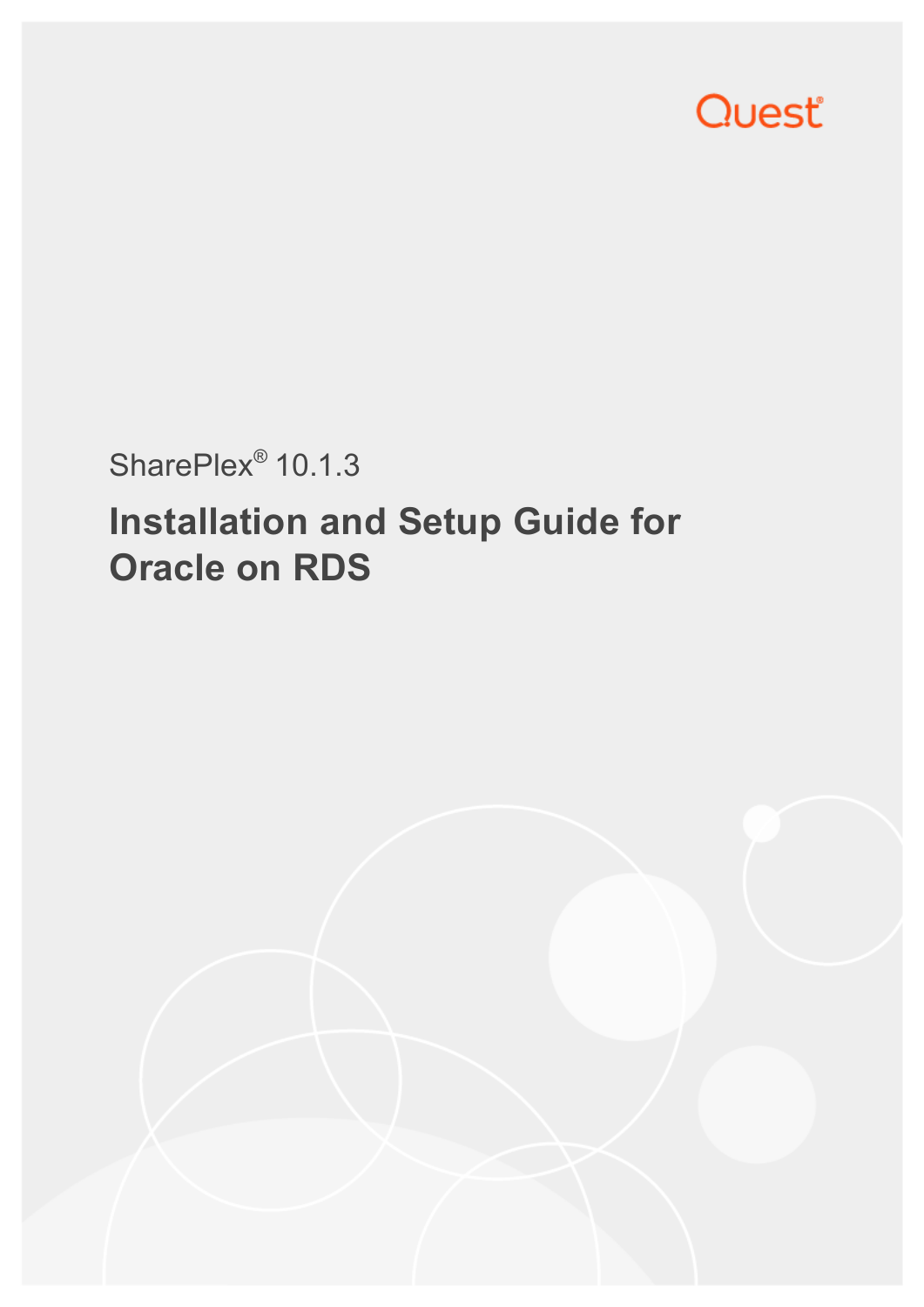Quest®

SharePlex® 10.1.3

# Installation and Setup Guide for Oracle on RDS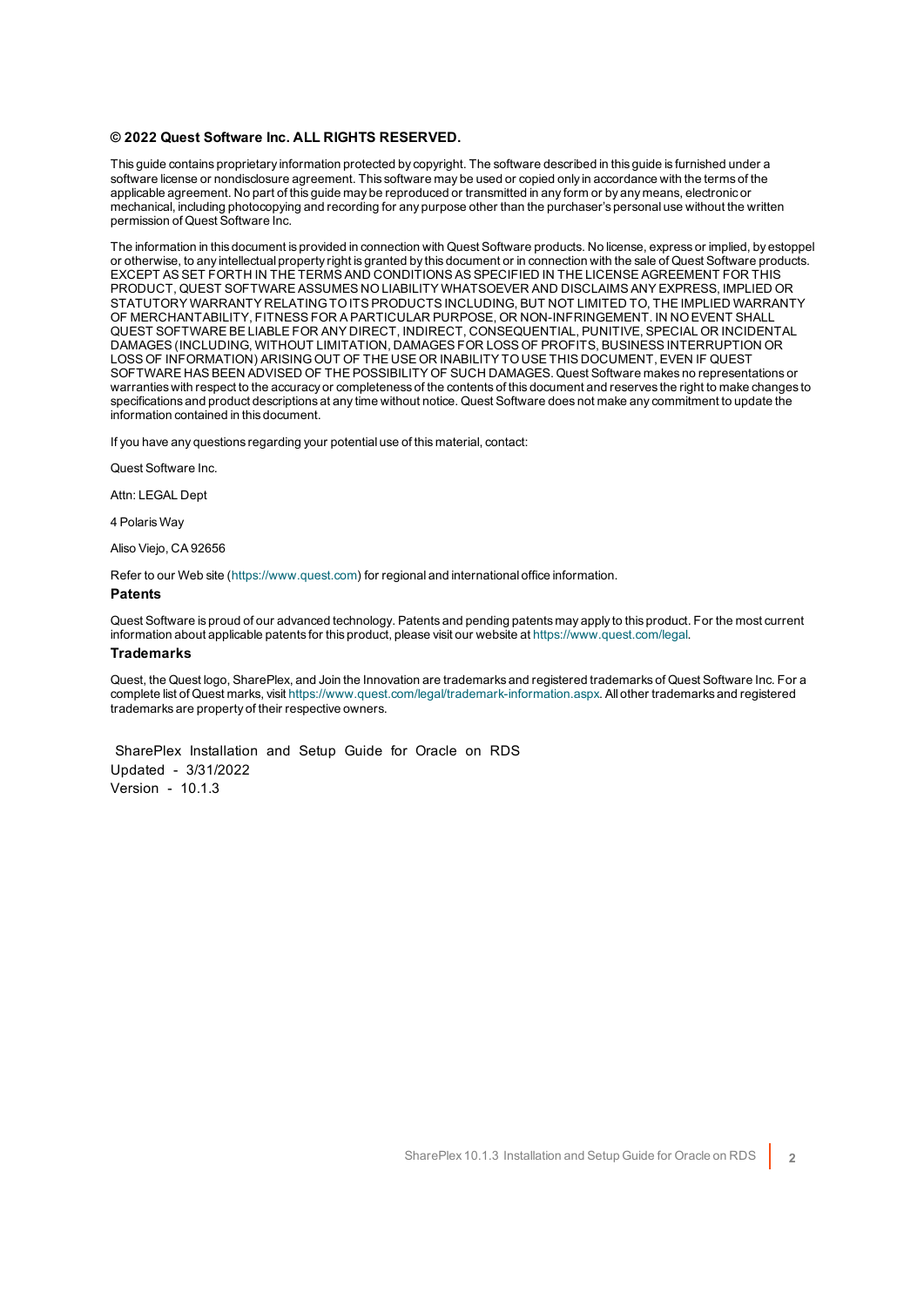**© 2022 Quest Software Inc. ALL RIGHTS RESERVED.**

This guide contains proprietary information protected by copyright. The software described in this guide is furnished under a software license or nondisclosure agreement. This software may be used or copied only in accordance with the terms of the applicable agreement. No part of this guide may be reproduced or transmitted in any form or by any means, electronic or mechanical, including photocopying and recording for any purpose other than the purchaser's personal use without the written permission of Quest Software Inc.

The information in this document is provided in connection with Quest Software products. No license, express or implied, by estoppel or otherwise, to any intellectual property right is granted by this document or in connection with the sale of Quest Software products. EXCEPT AS SET FORTH IN THE TERMS AND CONDITIONS AS SPECIFIED IN THE LICENSE AGREEMENT FOR THIS PRODUCT, QUEST SOFTWARE ASSUMES NO LIABILITY WHATSOEVER AND DISCLAIMS ANY EXPRESS, IMPLIED OR STATUTORY WARRANTY RELATING TO ITS PRODUCTS INCLUDING, BUT NOT LIMITED TO, THE IMPLIED WARRANTY OF MERCHANTABILITY, FITNESS FOR A PARTICULAR PURPOSE, OR NON-INFRINGEMENT. IN NO EVENT SHALL QUEST SOFTWARE BE LIABLE FOR ANY DIRECT, INDIRECT, CONSEQUENTIAL, PUNITIVE, SPECIAL OR INCIDENTAL DAMAGES (INCLUDING, WITHOUT LIMITATION, DAMAGES FOR LOSS OF PROFITS, BUSINESS INTERRUPTION OR LOSS OF INFORMATION) ARISING OUT OF THE USE OR INABILITY TO USE THIS DOCUMENT, EVEN IF QUEST SOFTWARE HAS BEEN ADVISED OF THE POSSIBILITY OF SUCH DAMAGES. Quest Software makes no representations or warranties with respect to the accuracy or completeness of the contents of this document and reserves the right to make changes to specifications and product descriptions at any time without notice. Quest Software does not make any commitment to update the information contained in this document.

If you have any questions regarding your potential use of this material, contact:

Quest Software Inc.

Attn: LEGAL Dept

4 Polaris Way

Aliso Viejo, CA 92656

Refer to our Web site (https://www.quest.com) for regional and international office information.

### Patents

Quest Software is proud of our advanced technology. Patents and pending patents may apply to this product. For the most current information about applicable patents for this product, please visit our website at https://www.quest.com/legal.

### Trademarks

Quest, the Quest logo, SharePlex, and Join the Innovation are trademarks and registered trademarks of Quest Software Inc. For a complete list of Quest marks, visit https://www.quest.com/legal/trademark-information.aspx. All other trademarks and registered trademarks are property of their respective owners.

SharePlex Installation and Setup Guide for Oracle on RDS
Updated - 3/31/2022
Version - 10.1.3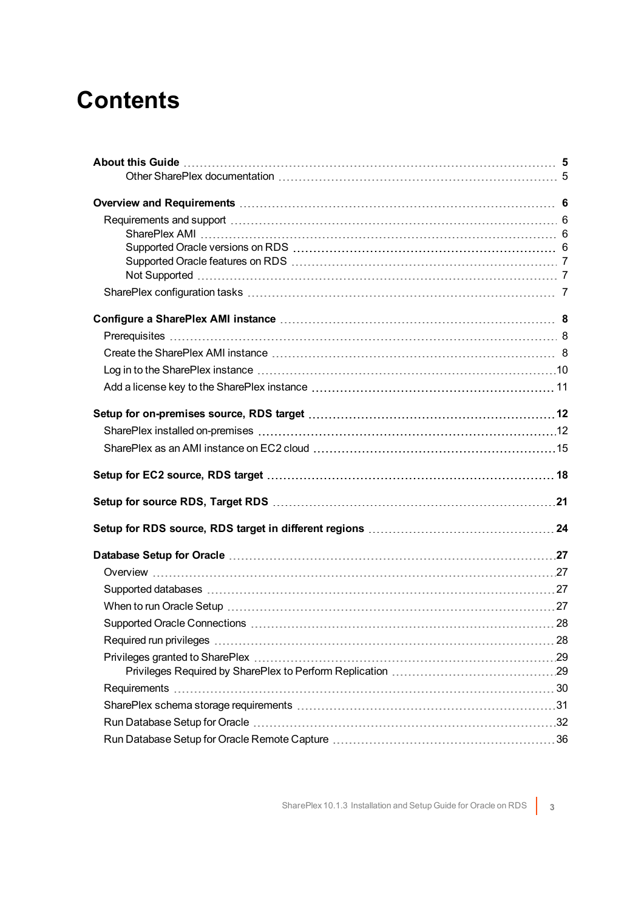# Contents

**About this Guide** 5
- Other SharePlex documentation 5

**Overview and Requirements** 6
- Requirements and support 6
  - SharePlex AMI 6
  - Supported Oracle versions on RDS 6
  - Supported Oracle features on RDS 7
  - Not Supported 7
- SharePlex configuration tasks 7

**Configure a SharePlex AMI instance** 8
- Prerequisites 8
- Create the SharePlex AMI instance 8
- Log in to the SharePlex instance 10
- Add a license key to the SharePlex instance 11

**Setup for on-premises source, RDS target** 12
- SharePlex installed on-premises 12
- SharePlex as an AMI instance on EC2 cloud 15

**Setup for EC2 source, RDS target** 18

**Setup for source RDS, Target RDS** 21

**Setup for RDS source, RDS target in different regions** 24

**Database Setup for Oracle** 27
- Overview 27
- Supported databases 27
- When to run Oracle Setup 27
- Supported Oracle Connections 28
- Required run privileges 28
- Privileges granted to SharePlex 29
  - Privileges Required by SharePlex to Perform Replication 29
- Requirements 30
- SharePlex schema storage requirements 31
- Run Database Setup for Oracle 32
- Run Database Setup for Oracle Remote Capture 36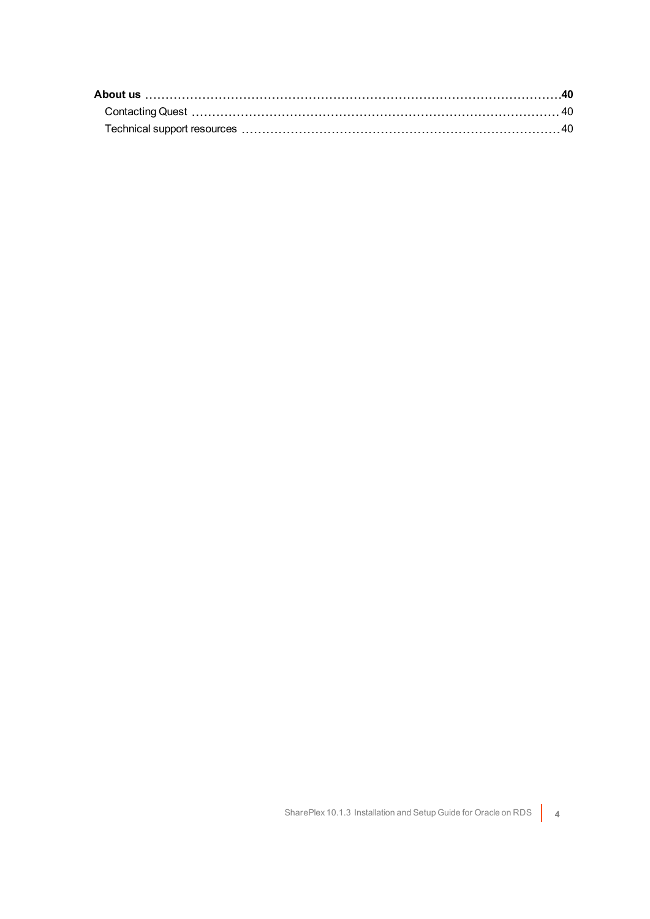**About us** .................................................................................................. **40**

Contacting Quest .................................................................................. 40

Technical support resources ................................................................ 40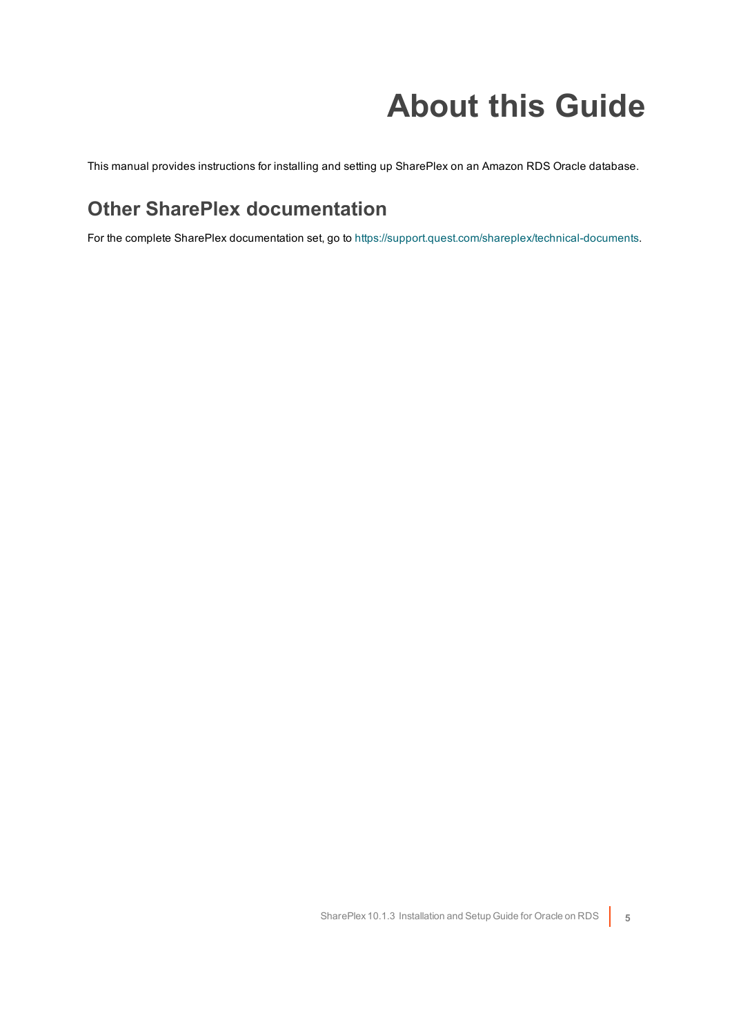# About this Guide

This manual provides instructions for installing and setting up SharePlex on an Amazon RDS Oracle database.

## Other SharePlex documentation

For the complete SharePlex documentation set, go to https://support.quest.com/shareplex/technical-documents.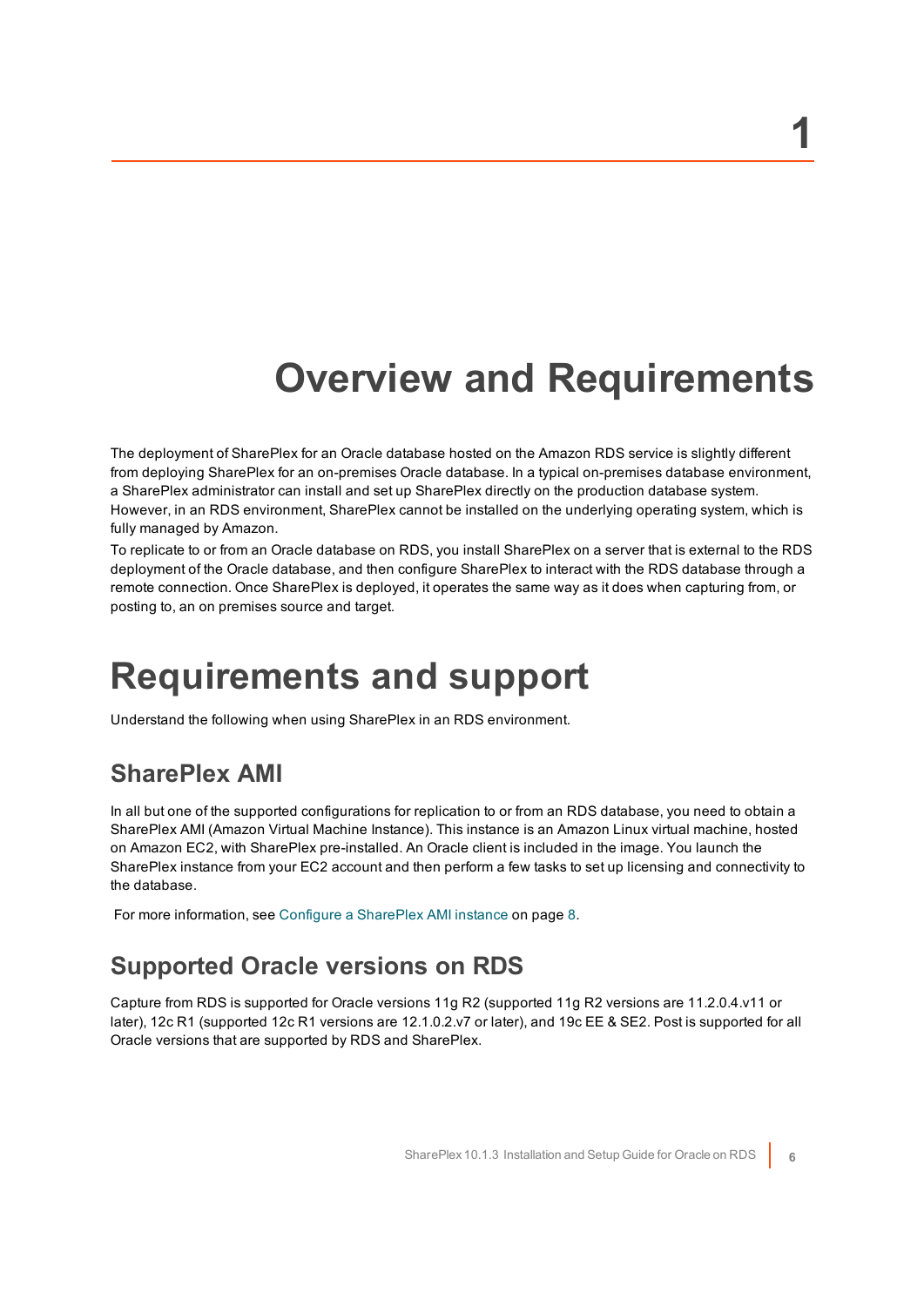# 1

# Overview and Requirements

The deployment of SharePlex for an Oracle database hosted on the Amazon RDS service is slightly different from deploying SharePlex for an on-premises Oracle database. In a typical on-premises database environment, a SharePlex administrator can install and set up SharePlex directly on the production database system. However, in an RDS environment, SharePlex cannot be installed on the underlying operating system, which is fully managed by Amazon.

To replicate to or from an Oracle database on RDS, you install SharePlex on a server that is external to the RDS deployment of the Oracle database, and then configure SharePlex to interact with the RDS database through a remote connection. Once SharePlex is deployed, it operates the same way as it does when capturing from, or posting to, an on premises source and target.

# Requirements and support

Understand the following when using SharePlex in an RDS environment.

## SharePlex AMI

In all but one of the supported configurations for replication to or from an RDS database, you need to obtain a SharePlex AMI (Amazon Virtual Machine Instance). This instance is an Amazon Linux virtual machine, hosted on Amazon EC2, with SharePlex pre-installed. An Oracle client is included in the image. You launch the SharePlex instance from your EC2 account and then perform a few tasks to set up licensing and connectivity to the database.

For more information, see Configure a SharePlex AMI instance on page 8.

## Supported Oracle versions on RDS

Capture from RDS is supported for Oracle versions 11g R2 (supported 11g R2 versions are 11.2.0.4.v11 or later), 12c R1 (supported 12c R1 versions are 12.1.0.2.v7 or later), and 19c EE & SE2. Post is supported for all Oracle versions that are supported by RDS and SharePlex.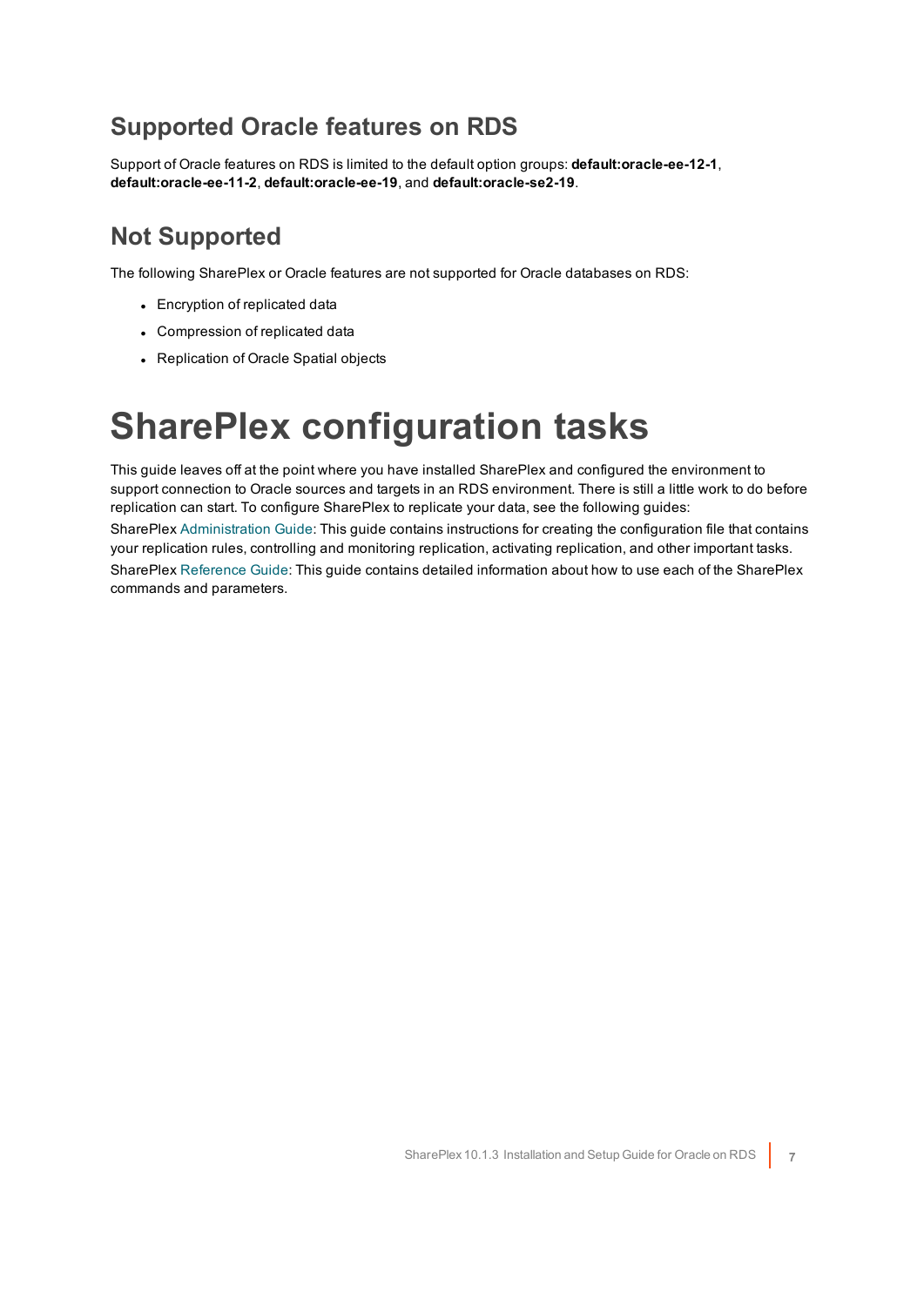## Supported Oracle features on RDS

Support of Oracle features on RDS is limited to the default option groups: **default:oracle-ee-12-1**, **default:oracle-ee-11-2**, **default:oracle-ee-19**, and **default:oracle-se2-19**.

## Not Supported

The following SharePlex or Oracle features are not supported for Oracle databases on RDS:

- Encryption of replicated data
- Compression of replicated data
- Replication of Oracle Spatial objects

# SharePlex configuration tasks

This guide leaves off at the point where you have installed SharePlex and configured the environment to support connection to Oracle sources and targets in an RDS environment. There is still a little work to do before replication can start. To configure SharePlex to replicate your data, see the following guides:

SharePlex Administration Guide: This guide contains instructions for creating the configuration file that contains your replication rules, controlling and monitoring replication, activating replication, and other important tasks.

SharePlex Reference Guide: This guide contains detailed information about how to use each of the SharePlex commands and parameters.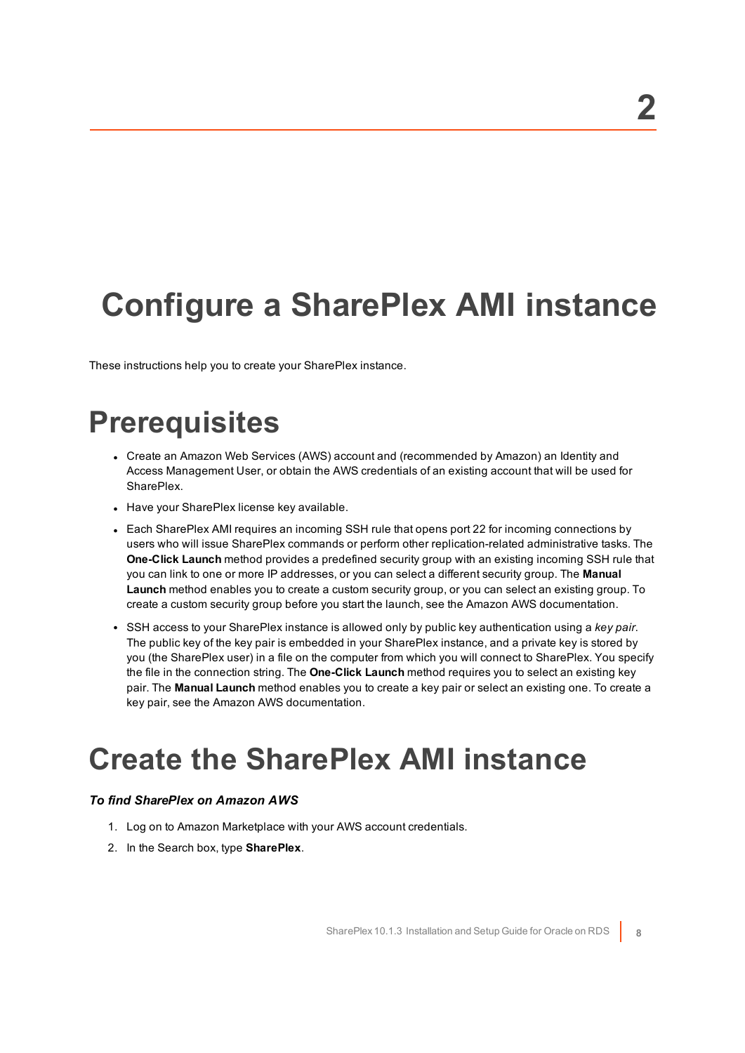# Configure a SharePlex AMI instance

These instructions help you to create your SharePlex instance.

## Prerequisites

- Create an Amazon Web Services (AWS) account and (recommended by Amazon) an Identity and Access Management User, or obtain the AWS credentials of an existing account that will be used for SharePlex.
- Have your SharePlex license key available.
- Each SharePlex AMI requires an incoming SSH rule that opens port 22 for incoming connections by users who will issue SharePlex commands or perform other replication-related administrative tasks. The **One-Click Launch** method provides a predefined security group with an existing incoming SSH rule that you can link to one or more IP addresses, or you can select a different security group. The **Manual Launch** method enables you to create a custom security group, or you can select an existing group. To create a custom security group before you start the launch, see the Amazon AWS documentation.
- SSH access to your SharePlex instance is allowed only by public key authentication using a *key pair*. The public key of the key pair is embedded in your SharePlex instance, and a private key is stored by you (the SharePlex user) in a file on the computer from which you will connect to SharePlex. You specify the file in the connection string. The **One-Click Launch** method requires you to select an existing key pair. The **Manual Launch** method enables you to create a key pair or select an existing one. To create a key pair, see the Amazon AWS documentation.

## Create the SharePlex AMI instance

***To find SharePlex on Amazon AWS***

1. Log on to Amazon Marketplace with your AWS account credentials.
2. In the Search box, type **SharePlex**.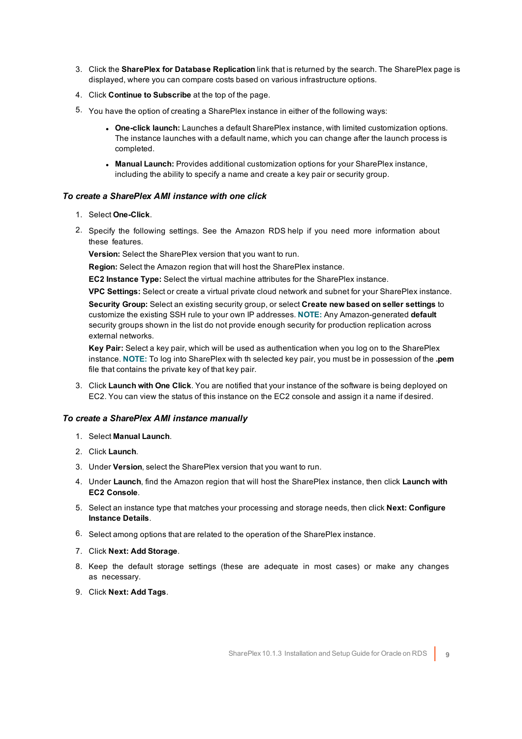3. Click the **SharePlex for Database Replication** link that is returned by the search. The SharePlex page is displayed, where you can compare costs based on various infrastructure options.
4. Click **Continue to Subscribe** at the top of the page.
5. You have the option of creating a SharePlex instance in either of the following ways:
   - **One-click launch:** Launches a default SharePlex instance, with limited customization options. The instance launches with a default name, which you can change after the launch process is completed.
   - **Manual Launch:** Provides additional customization options for your SharePlex instance, including the ability to specify a name and create a key pair or security group.

#### *To create a SharePlex AMI instance with one click*

1. Select **One-Click**.
2. Specify the following settings. See the Amazon RDS help if you need more information about these features.

   **Version:** Select the SharePlex version that you want to run.

   **Region:** Select the Amazon region that will host the SharePlex instance.

   **EC2 Instance Type:** Select the virtual machine attributes for the SharePlex instance.

   **VPC Settings:** Select or create a virtual private cloud network and subnet for your SharePlex instance.

   **Security Group:** Select an existing security group, or select **Create new based on seller settings** to customize the existing SSH rule to your own IP addresses. **NOTE:** Any Amazon-generated **default** security groups shown in the list do not provide enough security for production replication across external networks.

   **Key Pair:** Select a key pair, which will be used as authentication when you log on to the SharePlex instance. **NOTE:** To log into SharePlex with th selected key pair, you must be in possession of the **.pem** file that contains the private key of that key pair.
3. Click **Launch with One Click**. You are notified that your instance of the software is being deployed on EC2. You can view the status of this instance on the EC2 console and assign it a name if desired.

#### *To create a SharePlex AMI instance manually*

1. Select **Manual Launch**.
2. Click **Launch**.
3. Under **Version**, select the SharePlex version that you want to run.
4. Under **Launch**, find the Amazon region that will host the SharePlex instance, then click **Launch with EC2 Console**.
5. Select an instance type that matches your processing and storage needs, then click **Next: Configure Instance Details**.
6. Select among options that are related to the operation of the SharePlex instance.
7. Click **Next: Add Storage**.
8. Keep the default storage settings (these are adequate in most cases) or make any changes as necessary.
9. Click **Next: Add Tags**.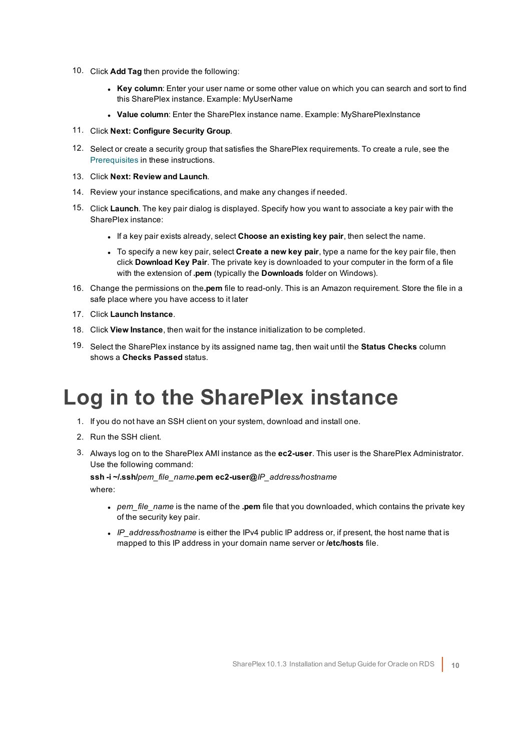10. Click **Add Tag** then provide the following:
    - **Key column**: Enter your user name or some other value on which you can search and sort to find this SharePlex instance. Example: MyUserName
    - **Value column**: Enter the SharePlex instance name. Example: MySharePlexInstance
11. Click **Next: Configure Security Group**.
12. Select or create a security group that satisfies the SharePlex requirements. To create a rule, see the Prerequisites in these instructions.
13. Click **Next: Review and Launch**.
14. Review your instance specifications, and make any changes if needed.
15. Click **Launch**. The key pair dialog is displayed. Specify how you want to associate a key pair with the SharePlex instance:
    - If a key pair exists already, select **Choose an existing key pair**, then select the name.
    - To specify a new key pair, select **Create a new key pair**, type a name for the key pair file, then click **Download Key Pair**. The private key is downloaded to your computer in the form of a file with the extension of **.pem** (typically the **Downloads** folder on Windows).
16. Change the permissions on the**.pem** file to read-only. This is an Amazon requirement. Store the file in a safe place where you have access to it later
17. Click **Launch Instance**.
18. Click **View Instance**, then wait for the instance initialization to be completed.
19. Select the SharePlex instance by its assigned name tag, then wait until the **Status Checks** column shows a **Checks Passed** status.

# Log in to the SharePlex instance

1. If you do not have an SSH client on your system, download and install one.
2. Run the SSH client.
3. Always log on to the SharePlex AMI instance as the **ec2-user**. This user is the SharePlex Administrator. Use the following command:

   **ssh -i ~/.ssh/***pem_file_name***.pem ec2-user@***IP_address/hostname*

   where:
    - *pem_file_name* is the name of the **.pem** file that you downloaded, which contains the private key of the security key pair.
    - *IP_address/hostname* is either the IPv4 public IP address or, if present, the host name that is mapped to this IP address in your domain name server or **/etc/hosts** file.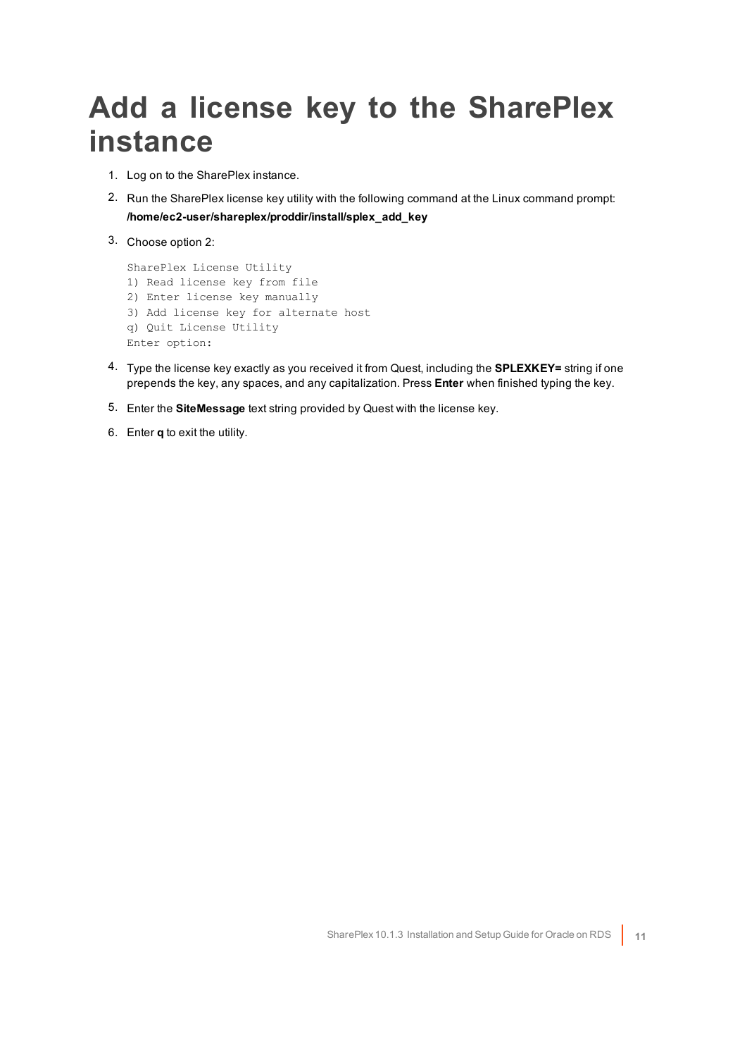# Add a license key to the SharePlex instance

1. Log on to the SharePlex instance.
2. Run the SharePlex license key utility with the following command at the Linux command prompt:
   **/home/ec2-user/shareplex/proddir/install/splex_add_key**
3. Choose option 2:

   ```
   SharePlex License Utility
   1) Read license key from file
   2) Enter license key manually
   3) Add license key for alternate host
   q) Quit License Utility
   Enter option:
   ```

4. Type the license key exactly as you received it from Quest, including the **SPLEXKEY=** string if one prepends the key, any spaces, and any capitalization. Press **Enter** when finished typing the key.
5. Enter the **SiteMessage** text string provided by Quest with the license key.
6. Enter **q** to exit the utility.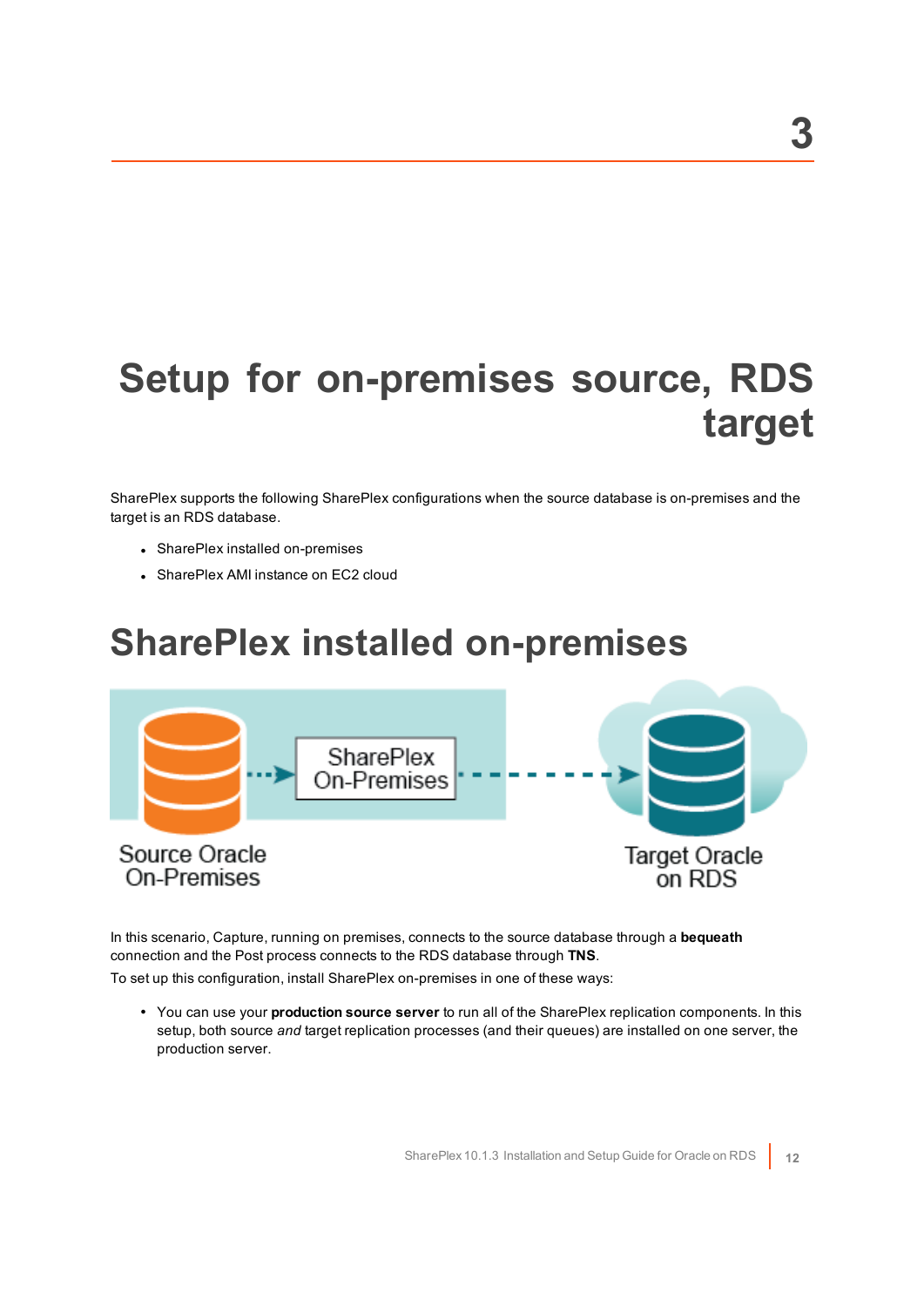# 3

# Setup for on-premises source, RDS target

SharePlex supports the following SharePlex configurations when the source database is on-premises and the target is an RDS database.

- SharePlex installed on-premises
- SharePlex AMI instance on EC2 cloud

## SharePlex installed on-premises

In this scenario, Capture, running on premises, connects to the source database through a **bequeath** connection and the Post process connects to the RDS database through **TNS**.

To set up this configuration, install SharePlex on-premises in one of these ways:

- You can use your **production source server** to run all of the SharePlex replication components. In this setup, both source *and* target replication processes (and their queues) are installed on one server, the production server.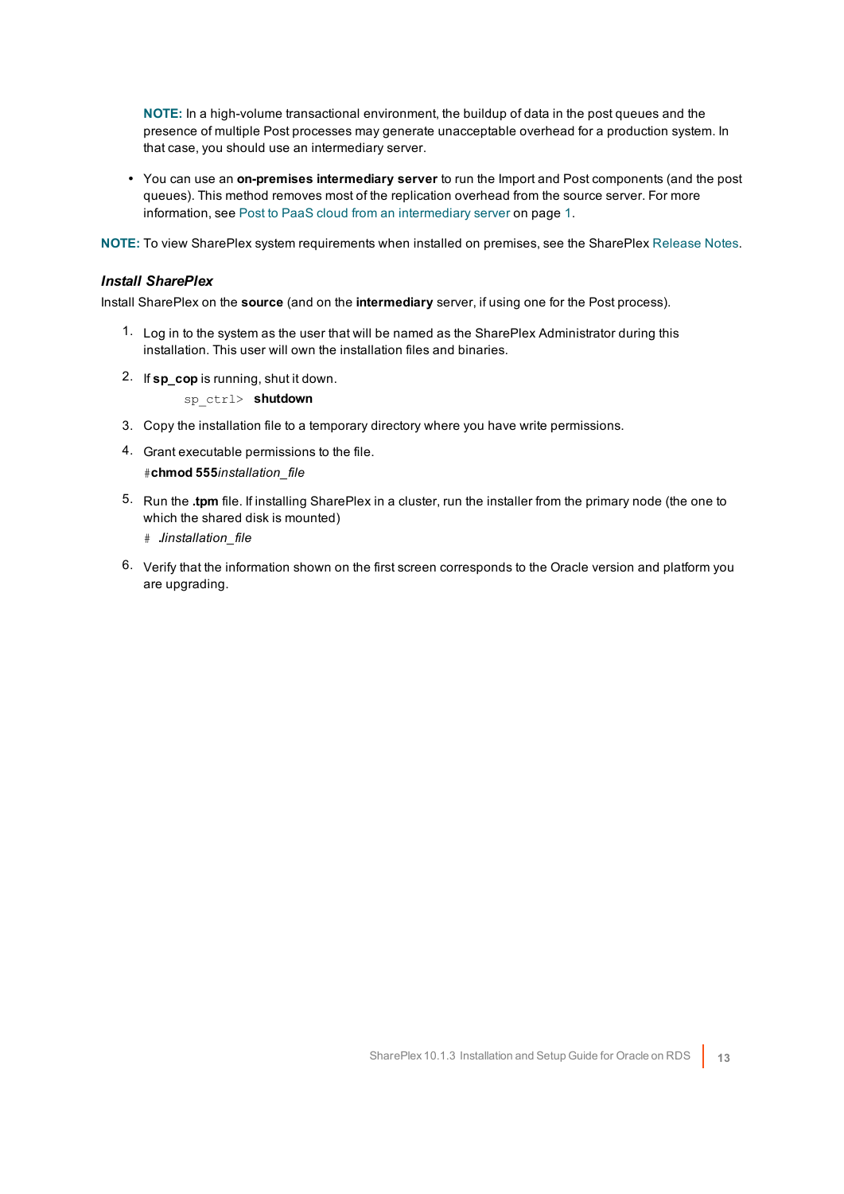**NOTE:** In a high-volume transactional environment, the buildup of data in the post queues and the presence of multiple Post processes may generate unacceptable overhead for a production system. In that case, you should use an intermediary server.

- You can use an **on-premises intermediary server** to run the Import and Post components (and the post queues). This method removes most of the replication overhead from the source server. For more information, see Post to PaaS cloud from an intermediary server on page 1.

**NOTE:** To view SharePlex system requirements when installed on premises, see the SharePlex Release Notes.

### *Install SharePlex*

Install SharePlex on the **source** (and on the **intermediary** server, if using one for the Post process).

1. Log in to the system as the user that will be named as the SharePlex Administrator during this installation. This user will own the installation files and binaries.
2. If **sp_cop** is running, shut it down.

   ```
   sp_ctrl> shutdown
   ```

3. Copy the installation file to a temporary directory where you have write permissions.
4. Grant executable permissions to the file.

   #**chmod 555***installation_file*

5. Run the **.tpm** file. If installing SharePlex in a cluster, run the installer from the primary node (the one to which the shared disk is mounted)

   # *./installation_file*

6. Verify that the information shown on the first screen corresponds to the Oracle version and platform you are upgrading.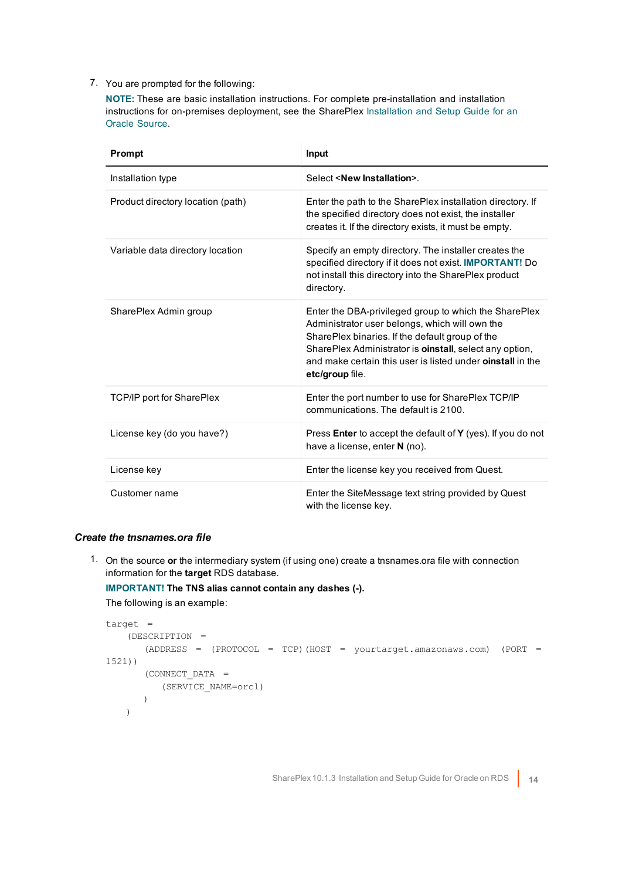7. You are prompted for the following:

   **NOTE:** These are basic installation instructions. For complete pre-installation and installation instructions for on-premises deployment, see the SharePlex Installation and Setup Guide for an Oracle Source.

| Prompt | Input |
| --- | --- |
| Installation type | Select <**New Installation**>. |
| Product directory location (path) | Enter the path to the SharePlex installation directory. If the specified directory does not exist, the installer creates it. If the directory exists, it must be empty. |
| Variable data directory location | Specify an empty directory. The installer creates the specified directory if it does not exist. **IMPORTANT!** Do not install this directory into the SharePlex product directory. |
| SharePlex Admin group | Enter the DBA-privileged group to which the SharePlex Administrator user belongs, which will own the SharePlex binaries. If the default group of the SharePlex Administrator is **oinstall**, select any option, and make certain this user is listed under **oinstall** in the **etc/group** file. |
| TCP/IP port for SharePlex | Enter the port number to use for SharePlex TCP/IP communications. The default is 2100. |
| License key (do you have?) | Press **Enter** to accept the default of **Y** (yes). If you do not have a license, enter **N** (no). |
| License key | Enter the license key you received from Quest. |
| Customer name | Enter the SiteMessage text string provided by Quest with the license key. |

### *Create the tnsnames.ora file*

1. On the source **or** the intermediary system (if using one) create a tnsnames.ora file with connection information for the **target** RDS database.

   **IMPORTANT! The TNS alias cannot contain any dashes (-).**

   The following is an example:

```
target =
    (DESCRIPTION =
        (ADDRESS = (PROTOCOL = TCP)(HOST = yourtarget.amazonaws.com) (PORT =
1521))
        (CONNECT_DATA =
            (SERVICE_NAME=orcl)
        )
    )
```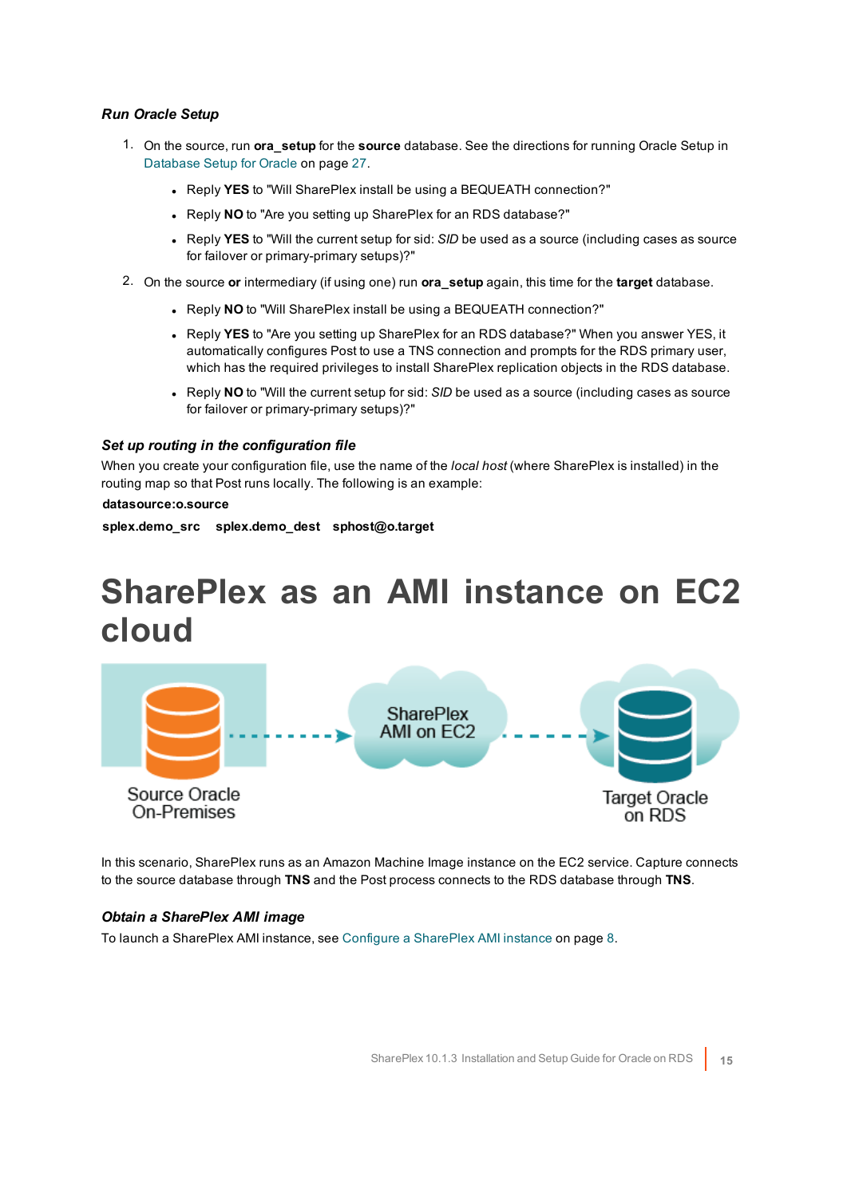#### *Run Oracle Setup*

1. On the source, run **ora_setup** for the **source** database. See the directions for running Oracle Setup in Database Setup for Oracle on page 27.
   - Reply **YES** to "Will SharePlex install be using a BEQUEATH connection?"
   - Reply **NO** to "Are you setting up SharePlex for an RDS database?"
   - Reply **YES** to "Will the current setup for sid: *SID* be used as a source (including cases as source for failover or primary-primary setups)?"
2. On the source **or** intermediary (if using one) run **ora_setup** again, this time for the **target** database.
   - Reply **NO** to "Will SharePlex install be using a BEQUEATH connection?"
   - Reply **YES** to "Are you setting up SharePlex for an RDS database?" When you answer YES, it automatically configures Post to use a TNS connection and prompts for the RDS primary user, which has the required privileges to install SharePlex replication objects in the RDS database.
   - Reply **NO** to "Will the current setup for sid: *SID* be used as a source (including cases as source for failover or primary-primary setups)?"

#### *Set up routing in the configuration file*

When you create your configuration file, use the name of the *local host* (where SharePlex is installed) in the routing map so that Post runs locally. The following is an example:

**datasource:o.source**

**splex.demo_src    splex.demo_dest    sphost@o.target**

# SharePlex as an AMI instance on EC2 cloud

In this scenario, SharePlex runs as an Amazon Machine Image instance on the EC2 service. Capture connects to the source database through **TNS** and the Post process connects to the RDS database through **TNS**.

#### *Obtain a SharePlex AMI image*

To launch a SharePlex AMI instance, see Configure a SharePlex AMI instance on page 8.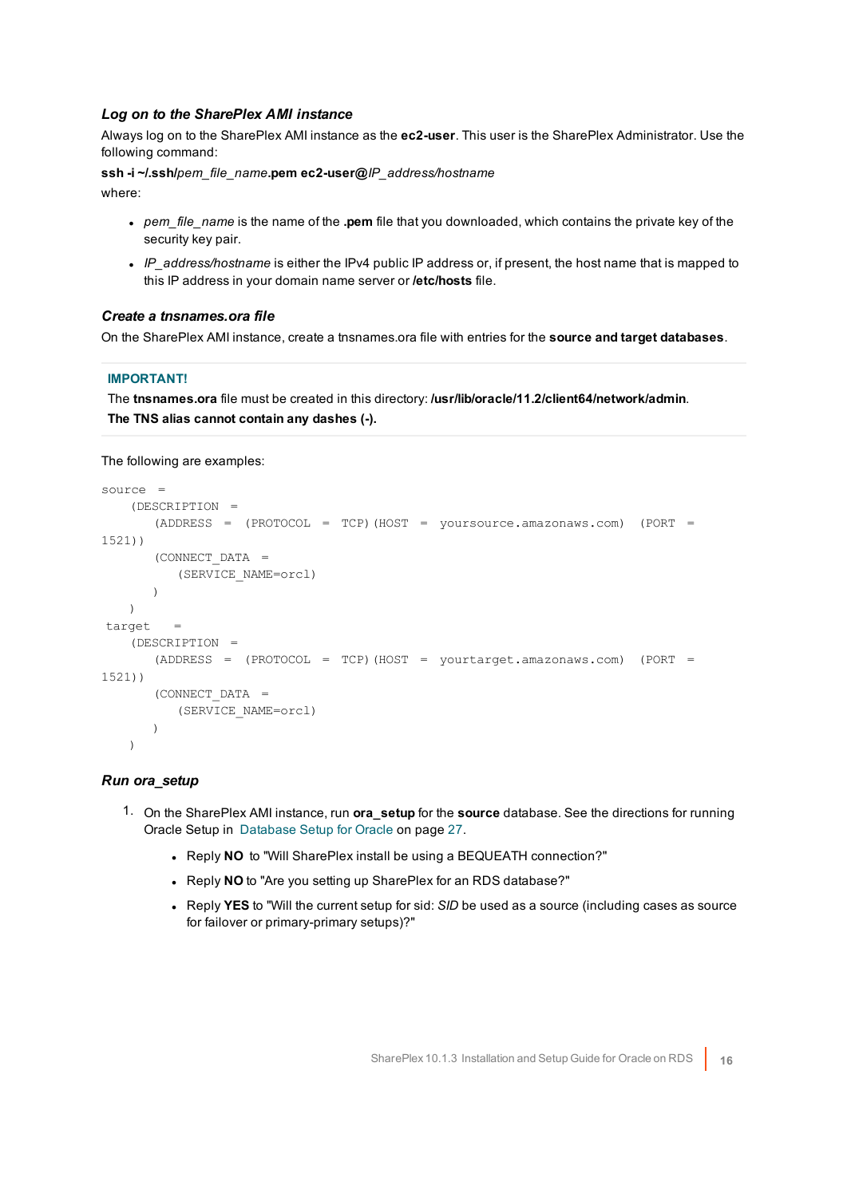### *Log on to the SharePlex AMI instance*

Always log on to the SharePlex AMI instance as the **ec2-user**. This user is the SharePlex Administrator. Use the following command:

**ssh -i ~/.ssh/***pem_file_name***.pem ec2-user@***IP_address/hostname*

where:

- *pem_file_name* is the name of the **.pem** file that you downloaded, which contains the private key of the security key pair.
- *IP_address/hostname* is either the IPv4 public IP address or, if present, the host name that is mapped to this IP address in your domain name server or **/etc/hosts** file.

### *Create a tnsnames.ora file*

On the SharePlex AMI instance, create a tnsnames.ora file with entries for the **source and target databases**.

**IMPORTANT!**

The **tnsnames.ora** file must be created in this directory: **/usr/lib/oracle/11.2/client64/network/admin**.

**The TNS alias cannot contain any dashes (-).**

The following are examples:

```
source  =
    (DESCRIPTION  =
       (ADDRESS  =  (PROTOCOL  =  TCP)(HOST  =  yoursource.amazonaws.com)  (PORT  =
1521))
       (CONNECT_DATA  =
          (SERVICE_NAME=orcl)
       )
    )
 target   =
    (DESCRIPTION  =
       (ADDRESS  =  (PROTOCOL  =  TCP)(HOST  =  yourtarget.amazonaws.com)  (PORT  =
1521))
       (CONNECT_DATA  =
          (SERVICE_NAME=orcl)
       )
    )
```

### *Run ora_setup*

1. On the SharePlex AMI instance, run **ora_setup** for the **source** database. See the directions for running Oracle Setup in Database Setup for Oracle on page 27.
   - Reply **NO** to "Will SharePlex install be using a BEQUEATH connection?"
   - Reply **NO** to "Are you setting up SharePlex for an RDS database?"
   - Reply **YES** to "Will the current setup for sid: *SID* be used as a source (including cases as source for failover or primary-primary setups)?"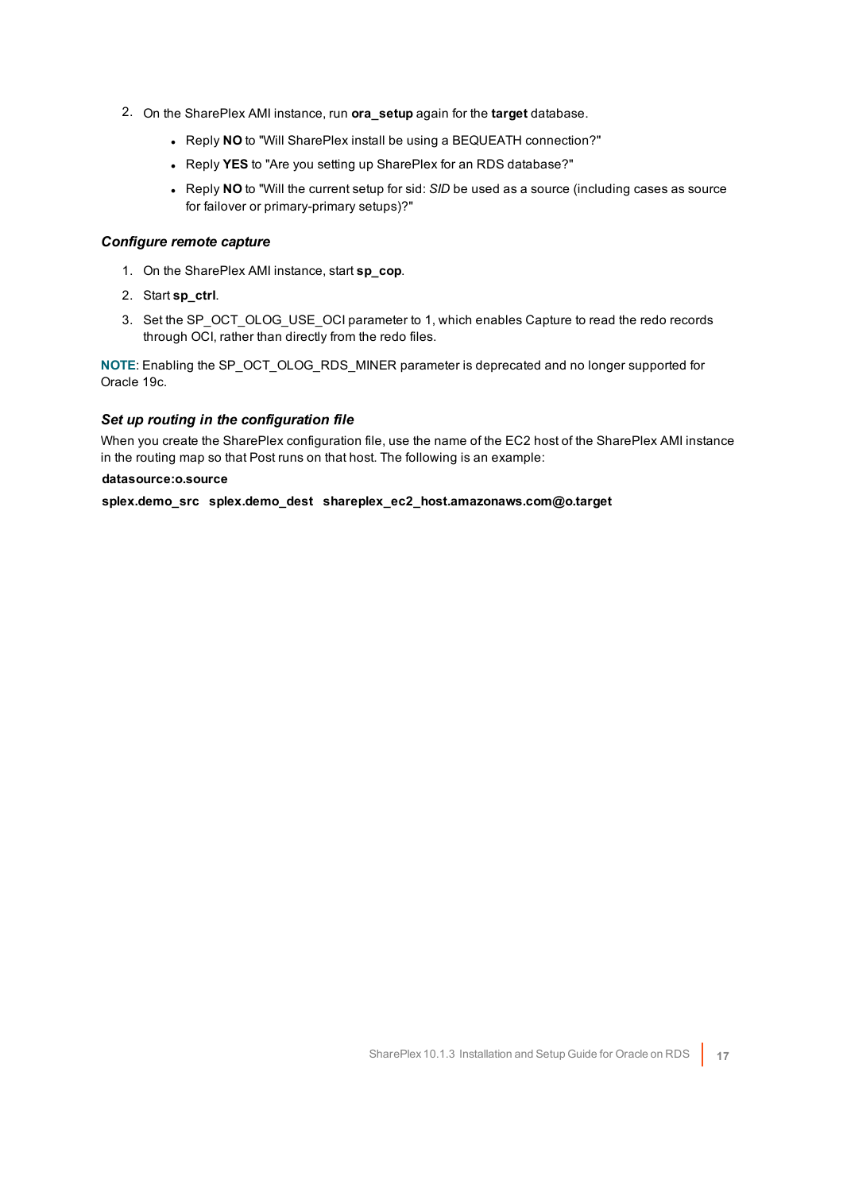2. On the SharePlex AMI instance, run **ora_setup** again for the **target** database.
   - Reply **NO** to "Will SharePlex install be using a BEQUEATH connection?"
   - Reply **YES** to "Are you setting up SharePlex for an RDS database?"
   - Reply **NO** to "Will the current setup for sid: *SID* be used as a source (including cases as source for failover or primary-primary setups)?"

### *Configure remote capture*

1. On the SharePlex AMI instance, start **sp_cop**.
2. Start **sp_ctrl**.
3. Set the SP_OCT_OLOG_USE_OCI parameter to 1, which enables Capture to read the redo records through OCI, rather than directly from the redo files.

**NOTE**: Enabling the SP_OCT_OLOG_RDS_MINER parameter is deprecated and no longer supported for Oracle 19c.

### *Set up routing in the configuration file*

When you create the SharePlex configuration file, use the name of the EC2 host of the SharePlex AMI instance in the routing map so that Post runs on that host. The following is an example:

```
datasource:o.source
splex.demo_src   splex.demo_dest   shareplex_ec2_host.amazonaws.com@o.target
```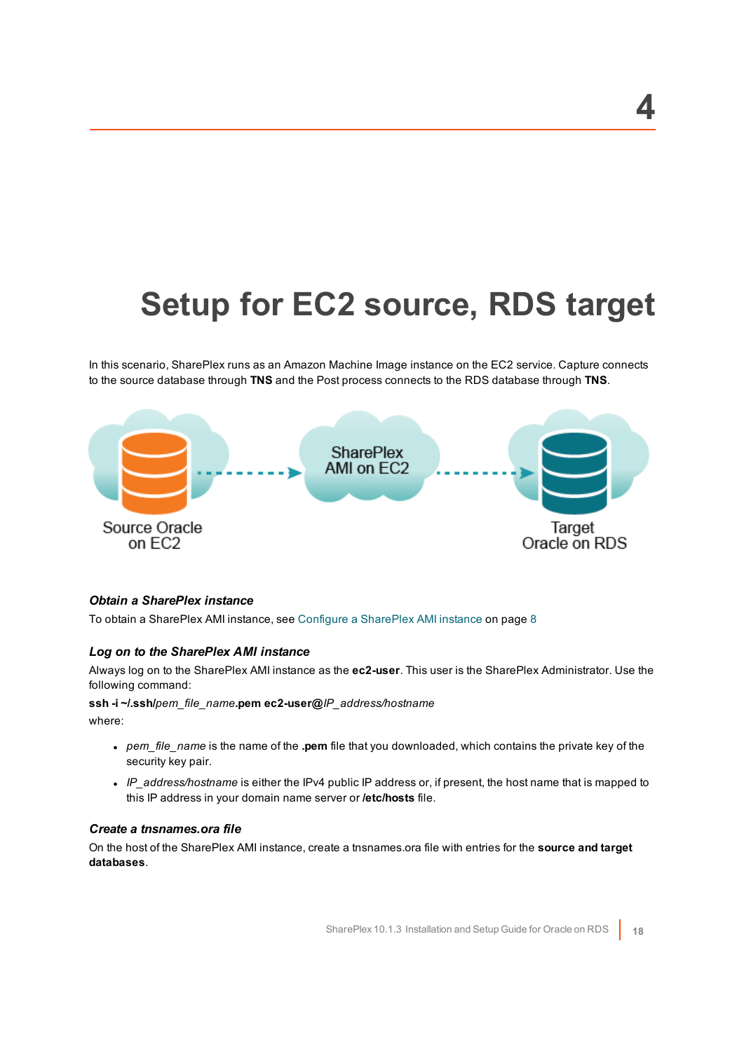# 4

# Setup for EC2 source, RDS target

In this scenario, SharePlex runs as an Amazon Machine Image instance on the EC2 service. Capture connects to the source database through **TNS** and the Post process connects to the RDS database through **TNS**.

### *Obtain a SharePlex instance*

To obtain a SharePlex AMI instance, see Configure a SharePlex AMI instance on page 8

### *Log on to the SharePlex AMI instance*

Always log on to the SharePlex AMI instance as the **ec2-user**. This user is the SharePlex Administrator. Use the following command:

**ssh -i ~/.ssh/***pem_file_name***.pem ec2-user@***IP_address/hostname*

where:

- *pem_file_name* is the name of the **.pem** file that you downloaded, which contains the private key of the security key pair.
- *IP_address/hostname* is either the IPv4 public IP address or, if present, the host name that is mapped to this IP address in your domain name server or **/etc/hosts** file.

### *Create a tnsnames.ora file*

On the host of the SharePlex AMI instance, create a tnsnames.ora file with entries for the **source and target databases**.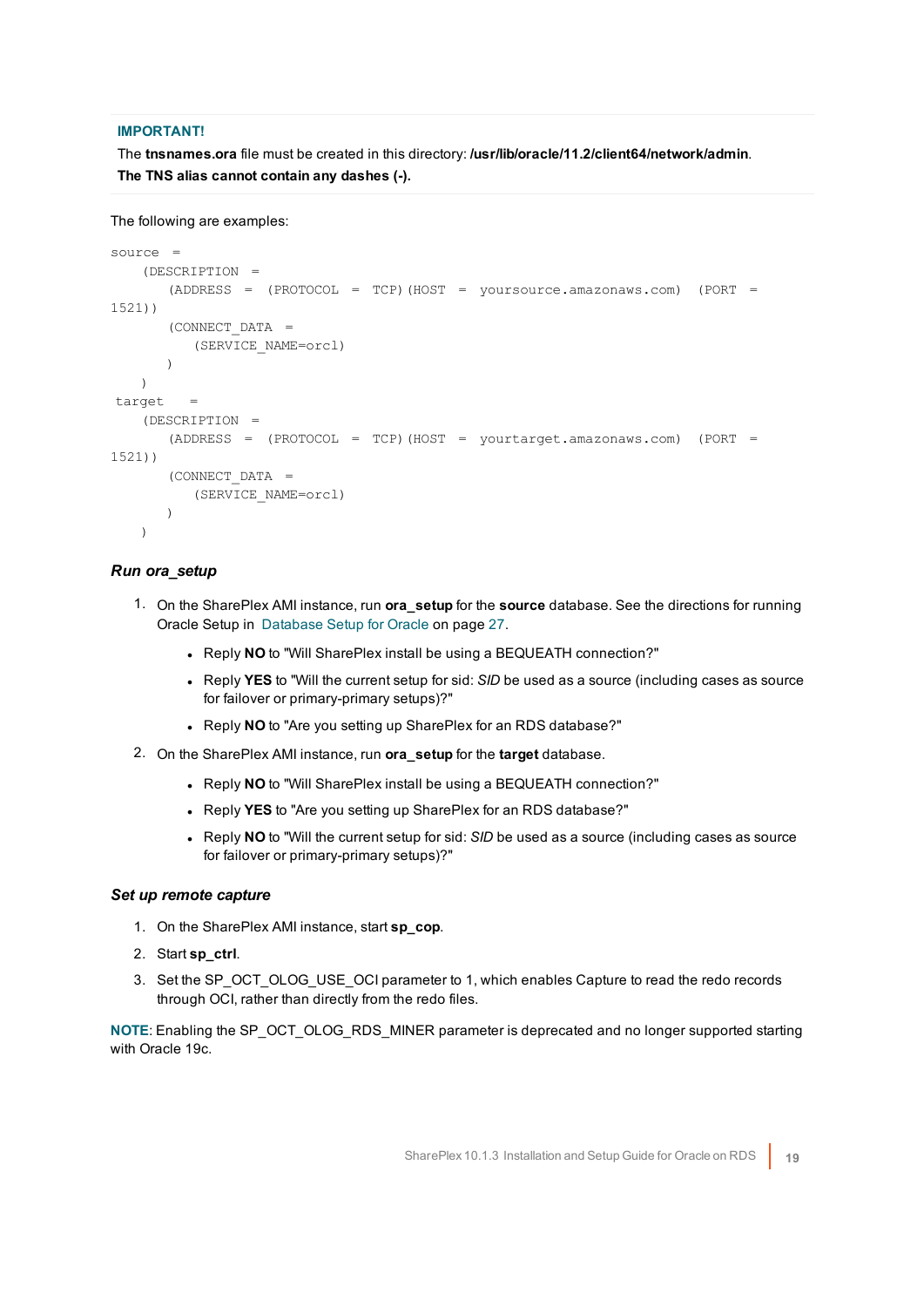**IMPORTANT!**

The **tnsnames.ora** file must be created in this directory: **/usr/lib/oracle/11.2/client64/network/admin**.

**The TNS alias cannot contain any dashes (-).**

The following are examples:

```
source  =
    (DESCRIPTION  =
        (ADDRESS  =  (PROTOCOL  =  TCP)(HOST  =  yoursource.amazonaws.com)  (PORT  =
1521))
        (CONNECT_DATA  =
            (SERVICE_NAME=orcl)
        )
    )
 target   =
    (DESCRIPTION  =
        (ADDRESS  =  (PROTOCOL  =  TCP)(HOST  =  yourtarget.amazonaws.com)  (PORT  =
1521))
        (CONNECT_DATA  =
            (SERVICE_NAME=orcl)
        )
    )
```

### *Run ora_setup*

1. On the SharePlex AMI instance, run **ora_setup** for the **source** database. See the directions for running Oracle Setup in Database Setup for Oracle on page 27.
   - Reply **NO** to "Will SharePlex install be using a BEQUEATH connection?"
   - Reply **YES** to "Will the current setup for sid: *SID* be used as a source (including cases as source for failover or primary-primary setups)?"
   - Reply **NO** to "Are you setting up SharePlex for an RDS database?"
2. On the SharePlex AMI instance, run **ora_setup** for the **target** database.
   - Reply **NO** to "Will SharePlex install be using a BEQUEATH connection?"
   - Reply **YES** to "Are you setting up SharePlex for an RDS database?"
   - Reply **NO** to "Will the current setup for sid: *SID* be used as a source (including cases as source for failover or primary-primary setups)?"

### *Set up remote capture*

1. On the SharePlex AMI instance, start **sp_cop**.
2. Start **sp_ctrl**.
3. Set the SP_OCT_OLOG_USE_OCI parameter to 1, which enables Capture to read the redo records through OCI, rather than directly from the redo files.

**NOTE**: Enabling the SP_OCT_OLOG_RDS_MINER parameter is deprecated and no longer supported starting with Oracle 19c.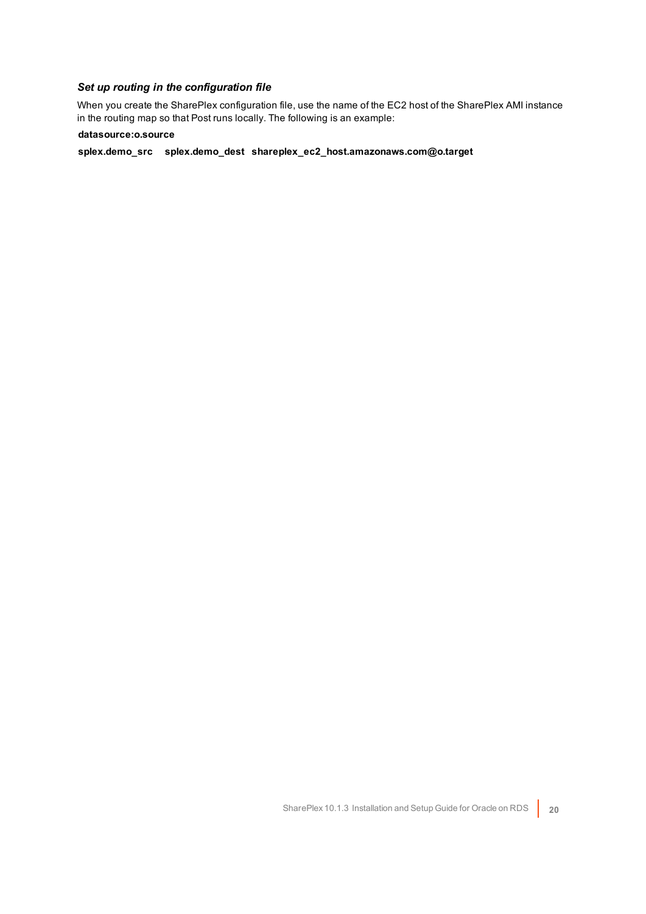### *Set up routing in the configuration file*

When you create the SharePlex configuration file, use the name of the EC2 host of the SharePlex AMI instance in the routing map so that Post runs locally. The following is an example:

```
datasource:o.source

splex.demo_src    splex.demo_dest   shareplex_ec2_host.amazonaws.com@o.target
```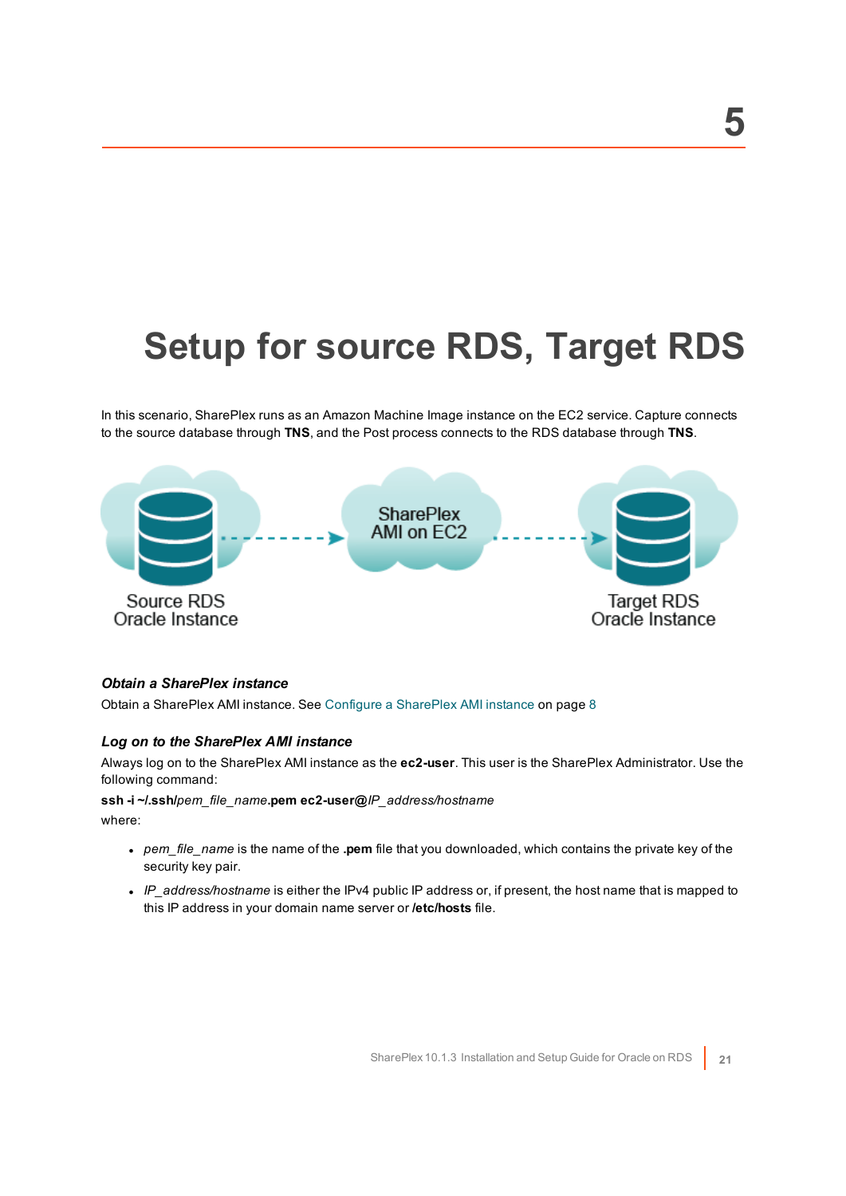# 5

# Setup for source RDS, Target RDS

In this scenario, SharePlex runs as an Amazon Machine Image instance on the EC2 service. Capture connects to the source database through **TNS**, and the Post process connects to the RDS database through **TNS**.

Source RDS Oracle Instance → SharePlex AMI on EC2 → Target RDS Oracle Instance

***Obtain a SharePlex instance***

Obtain a SharePlex AMI instance. See Configure a SharePlex AMI instance on page 8

***Log on to the SharePlex AMI instance***

Always log on to the SharePlex AMI instance as the **ec2-user**. This user is the SharePlex Administrator. Use the following command:

**ssh -i ~/.ssh/***pem_file_name***.pem ec2-user@***IP_address/hostname*

where:

- *pem_file_name* is the name of the **.pem** file that you downloaded, which contains the private key of the security key pair.
- *IP_address/hostname* is either the IPv4 public IP address or, if present, the host name that is mapped to this IP address in your domain name server or **/etc/hosts** file.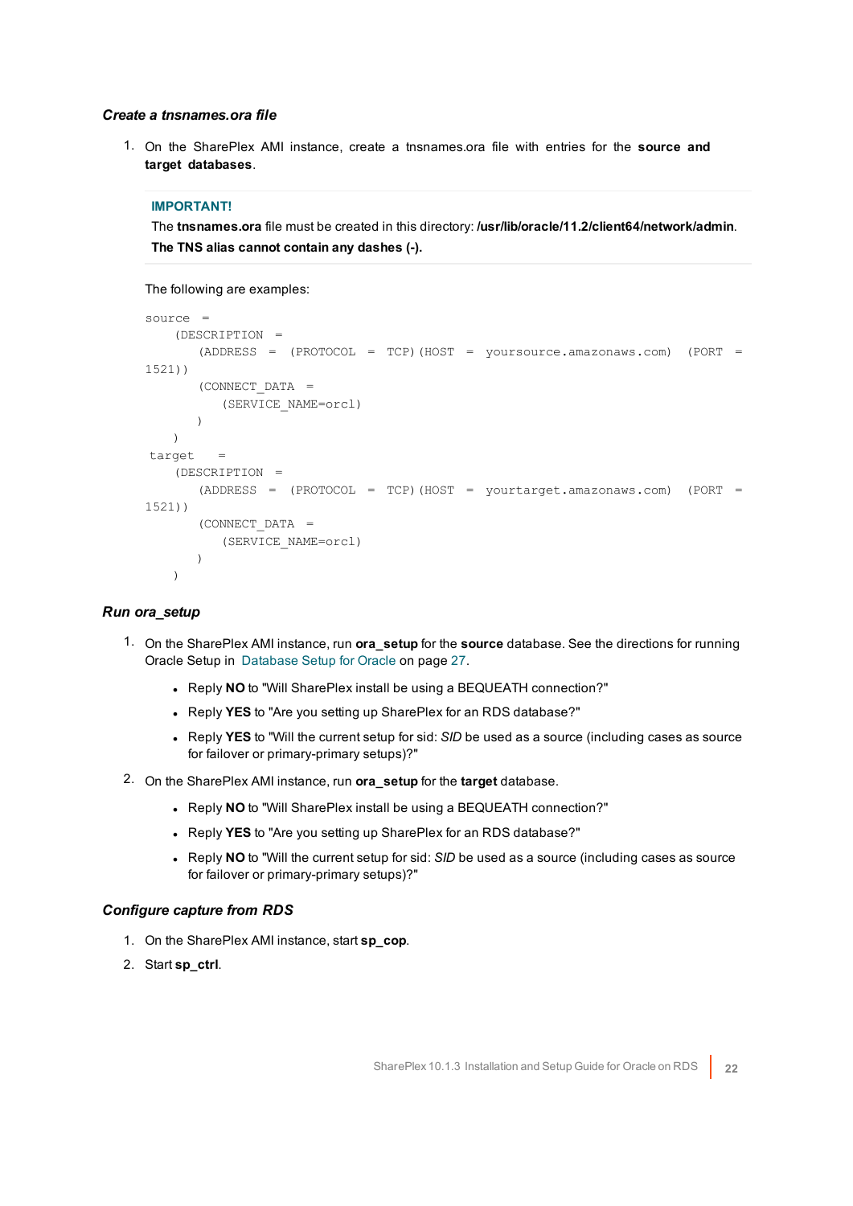### *Create a tnsnames.ora file*

1. On the SharePlex AMI instance, create a tnsnames.ora file with entries for the **source and target databases**.

 > **IMPORTANT!**
 > The **tnsnames.ora** file must be created in this directory: **/usr/lib/oracle/11.2/client64/network/admin**.
 > **The TNS alias cannot contain any dashes (-).**

 The following are examples:

 ```
 source =
     (DESCRIPTION =
        (ADDRESS = (PROTOCOL = TCP)(HOST = yoursource.amazonaws.com) (PORT =
 1521))
        (CONNECT_DATA =
           (SERVICE_NAME=orcl)
        )
     )
  target  =
     (DESCRIPTION =
        (ADDRESS = (PROTOCOL = TCP)(HOST = yourtarget.amazonaws.com) (PORT =
 1521))
        (CONNECT_DATA =
           (SERVICE_NAME=orcl)
        )
     )
 ```

### *Run ora_setup*

1. On the SharePlex AMI instance, run **ora_setup** for the **source** database. See the directions for running Oracle Setup in Database Setup for Oracle on page 27.
   - Reply **NO** to "Will SharePlex install be using a BEQUEATH connection?"
   - Reply **YES** to "Are you setting up SharePlex for an RDS database?"
   - Reply **YES** to "Will the current setup for sid: *SID* be used as a source (including cases as source for failover or primary-primary setups)?"
2. On the SharePlex AMI instance, run **ora_setup** for the **target** database.
   - Reply **NO** to "Will SharePlex install be using a BEQUEATH connection?"
   - Reply **YES** to "Are you setting up SharePlex for an RDS database?"
   - Reply **NO** to "Will the current setup for sid: *SID* be used as a source (including cases as source for failover or primary-primary setups)?"

### *Configure capture from RDS*

1. On the SharePlex AMI instance, start **sp_cop**.
2. Start **sp_ctrl**.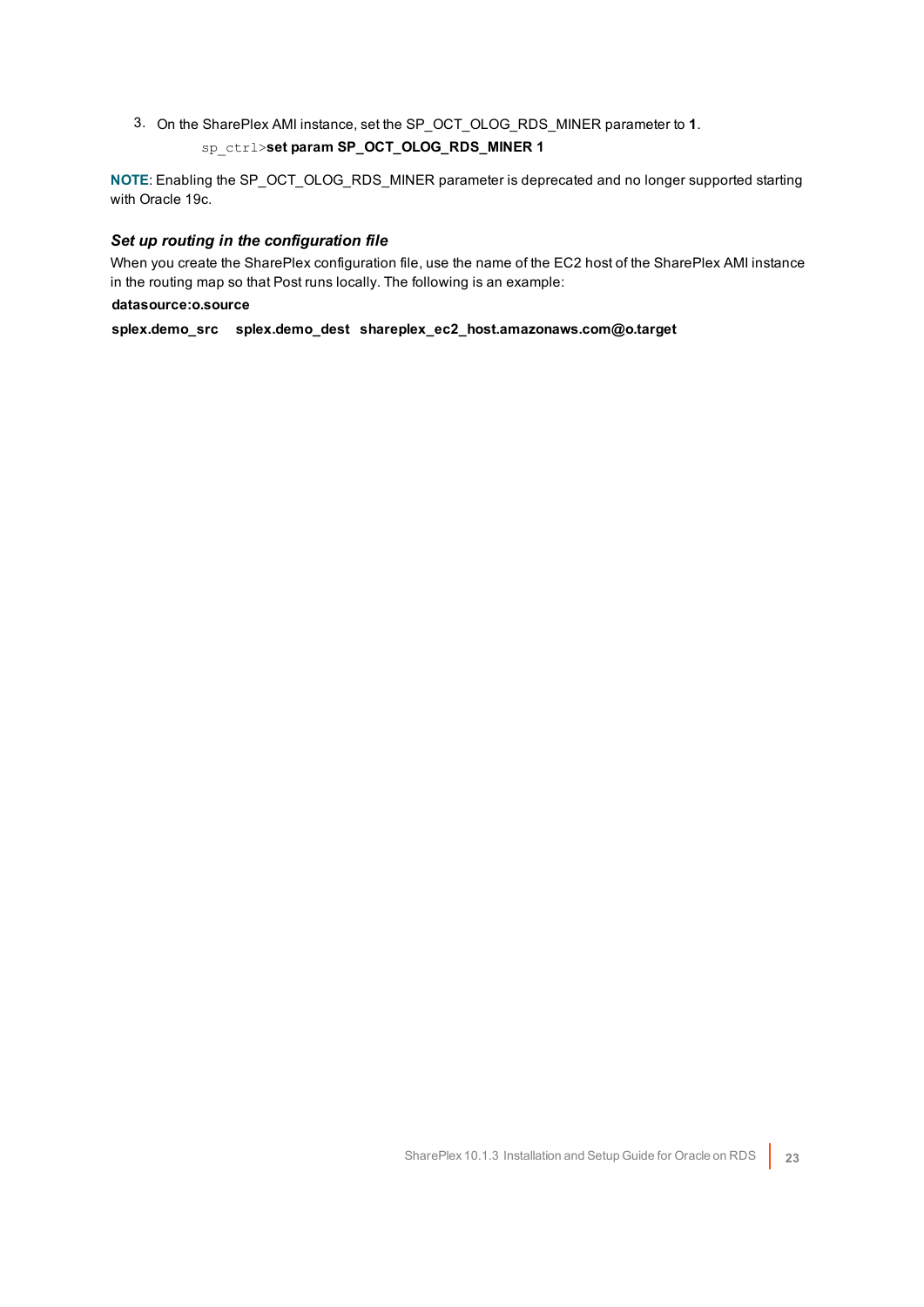3. On the SharePlex AMI instance, set the SP_OCT_OLOG_RDS_MINER parameter to **1**.

   sp_ctrl>**set param SP_OCT_OLOG_RDS_MINER 1**

**NOTE**: Enabling the SP_OCT_OLOG_RDS_MINER parameter is deprecated and no longer supported starting with Oracle 19c.

### *Set up routing in the configuration file*

When you create the SharePlex configuration file, use the name of the EC2 host of the SharePlex AMI instance in the routing map so that Post runs locally. The following is an example:

```
datasource:o.source
splex.demo_src    splex.demo_dest   shareplex_ec2_host.amazonaws.com@o.target
```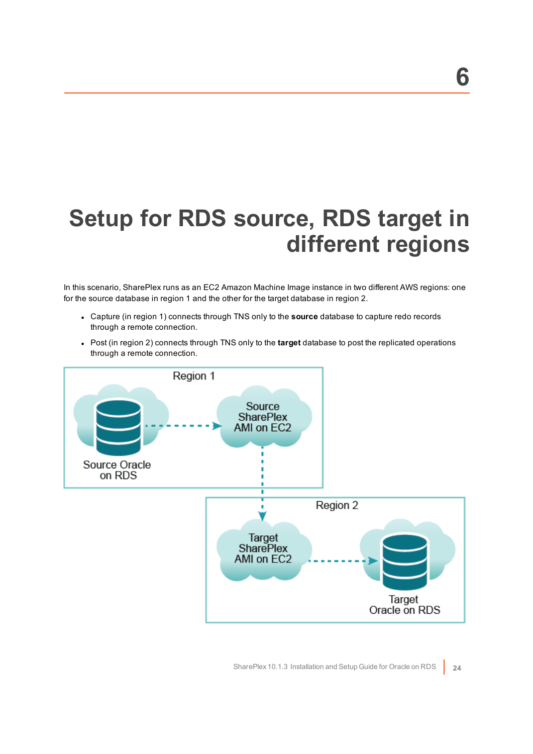# 6

# Setup for RDS source, RDS target in different regions

In this scenario, SharePlex runs as an EC2 Amazon Machine Image instance in two different AWS regions: one for the source database in region 1 and the other for the target database in region 2.

- Capture (in region 1) connects through TNS only to the **source** database to capture redo records through a remote connection.
- Post (in region 2) connects through TNS only to the **target** database to post the replicated operations through a remote connection.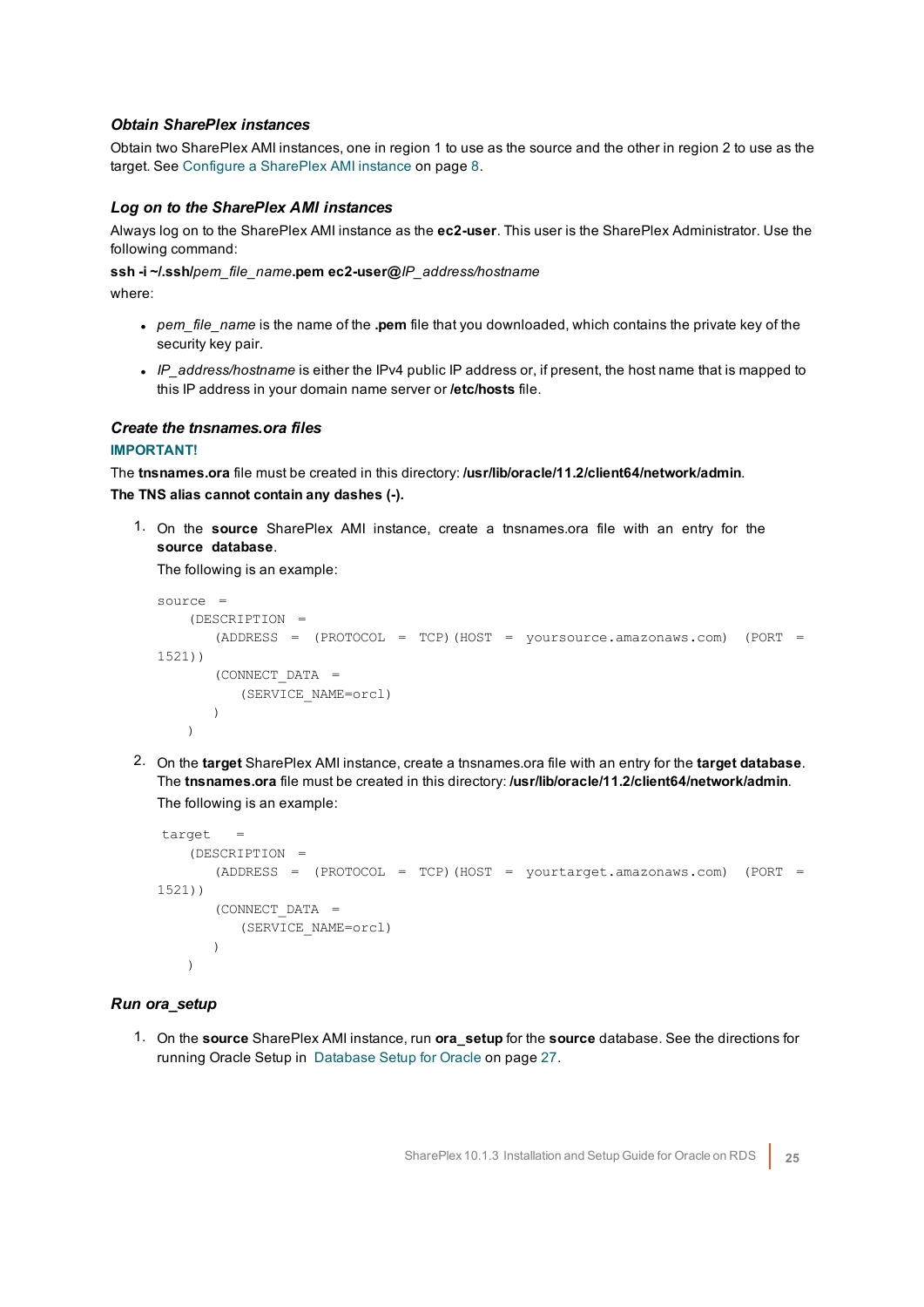### *Obtain SharePlex instances*

Obtain two SharePlex AMI instances, one in region 1 to use as the source and the other in region 2 to use as the target. See Configure a SharePlex AMI instance on page 8.

### *Log on to the SharePlex AMI instances*

Always log on to the SharePlex AMI instance as the **ec2-user**. This user is the SharePlex Administrator. Use the following command:

**ssh -i ~/.ssh/***pem_file_name***.pem ec2-user@***IP_address/hostname*

where:

- *pem_file_name* is the name of the **.pem** file that you downloaded, which contains the private key of the security key pair.
- *IP_address/hostname* is either the IPv4 public IP address or, if present, the host name that is mapped to this IP address in your domain name server or **/etc/hosts** file.

### *Create the tnsnames.ora files*

**IMPORTANT!**

The **tnsnames.ora** file must be created in this directory: **/usr/lib/oracle/11.2/client64/network/admin**.

**The TNS alias cannot contain any dashes (-).**

1. On the **source** SharePlex AMI instance, create a tnsnames.ora file with an entry for the **source database**.

   The following is an example:

   ```
   source  =
       (DESCRIPTION  =
           (ADDRESS  =  (PROTOCOL  =  TCP)(HOST  =  yoursource.amazonaws.com)  (PORT  =
   1521))
           (CONNECT_DATA  =
               (SERVICE_NAME=orcl)
           )
       )
   ```

2. On the **target** SharePlex AMI instance, create a tnsnames.ora file with an entry for the **target database**. The **tnsnames.ora** file must be created in this directory: **/usr/lib/oracle/11.2/client64/network/admin**.

   The following is an example:

   ```
    target   =
       (DESCRIPTION  =
           (ADDRESS  =  (PROTOCOL  =  TCP)(HOST  =  yourtarget.amazonaws.com)  (PORT  =
   1521))
           (CONNECT_DATA  =
               (SERVICE_NAME=orcl)
           )
       )
   ```

### *Run ora_setup*

1. On the **source** SharePlex AMI instance, run **ora_setup** for the **source** database. See the directions for running Oracle Setup in Database Setup for Oracle on page 27.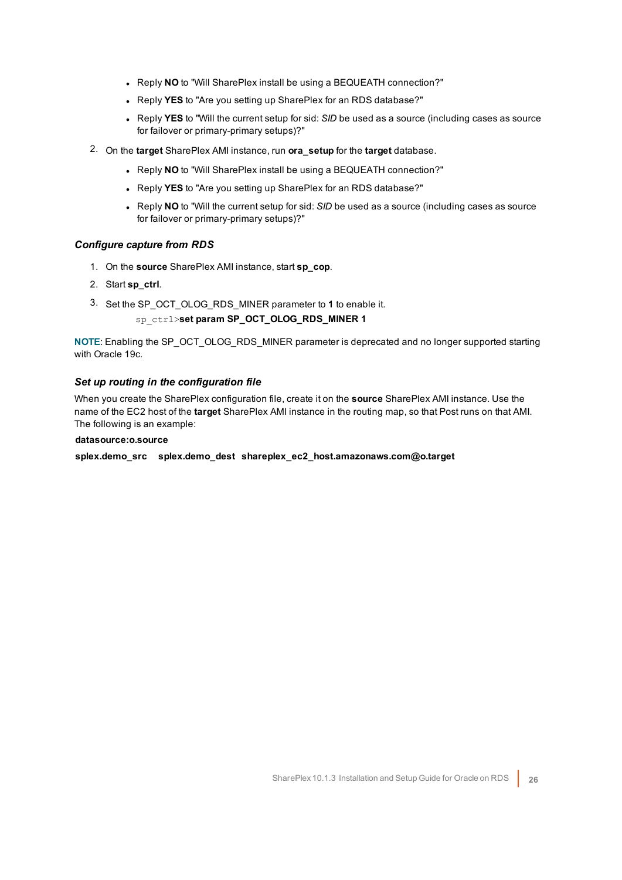- Reply **NO** to "Will SharePlex install be using a BEQUEATH connection?"
- Reply **YES** to "Are you setting up SharePlex for an RDS database?"
- Reply **YES** to "Will the current setup for sid: *SID* be used as a source (including cases as source for failover or primary-primary setups)?"

2. On the **target** SharePlex AMI instance, run **ora_setup** for the **target** database.
   - Reply **NO** to "Will SharePlex install be using a BEQUEATH connection?"
   - Reply **YES** to "Are you setting up SharePlex for an RDS database?"
   - Reply **NO** to "Will the current setup for sid: *SID* be used as a source (including cases as source for failover or primary-primary setups)?"

### *Configure capture from RDS*

1. On the **source** SharePlex AMI instance, start **sp_cop**.
2. Start **sp_ctrl**.
3. Set the SP_OCT_OLOG_RDS_MINER parameter to **1** to enable it.

   ```
   sp_ctrl>set param SP_OCT_OLOG_RDS_MINER 1
   ```

**NOTE**: Enabling the SP_OCT_OLOG_RDS_MINER parameter is deprecated and no longer supported starting with Oracle 19c.

### *Set up routing in the configuration file*

When you create the SharePlex configuration file, create it on the **source** SharePlex AMI instance. Use the name of the EC2 host of the **target** SharePlex AMI instance in the routing map, so that Post runs on that AMI. The following is an example:

```
datasource:o.source
splex.demo_src    splex.demo_dest  shareplex_ec2_host.amazonaws.com@o.target
```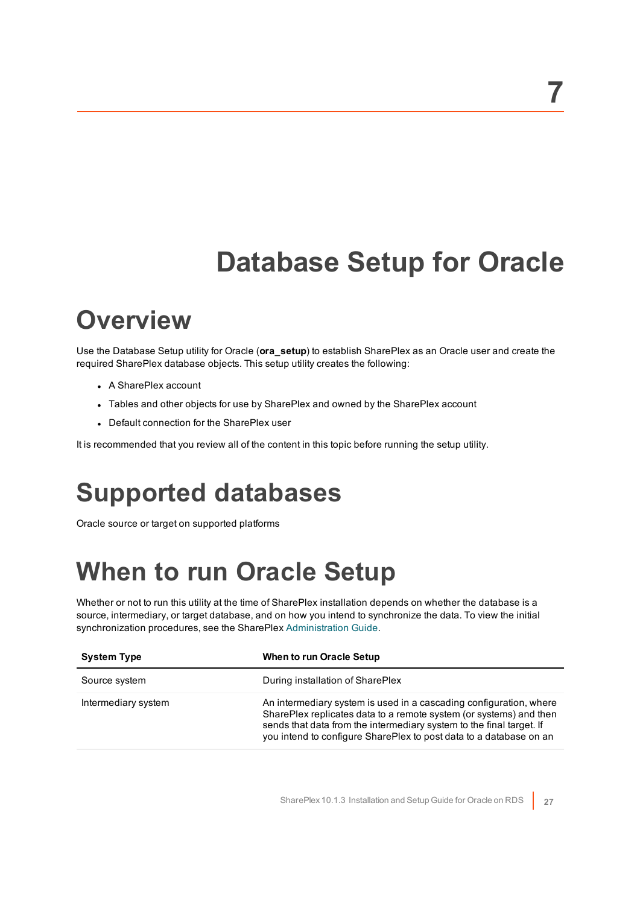# 7 Database Setup for Oracle

## Overview

Use the Database Setup utility for Oracle (**ora_setup**) to establish SharePlex as an Oracle user and create the required SharePlex database objects. This setup utility creates the following:

- A SharePlex account
- Tables and other objects for use by SharePlex and owned by the SharePlex account
- Default connection for the SharePlex user

It is recommended that you review all of the content in this topic before running the setup utility.

## Supported databases

Oracle source or target on supported platforms

## When to run Oracle Setup

Whether or not to run this utility at the time of SharePlex installation depends on whether the database is a source, intermediary, or target database, and on how you intend to synchronize the data. To view the initial synchronization procedures, see the SharePlex Administration Guide.

| System Type | When to run Oracle Setup |
|---|---|
| Source system | During installation of SharePlex |
| Intermediary system | An intermediary system is used in a cascading configuration, where SharePlex replicates data to a remote system (or systems) and then sends that data from the intermediary system to the final target. If you intend to configure SharePlex to post data to a database on an |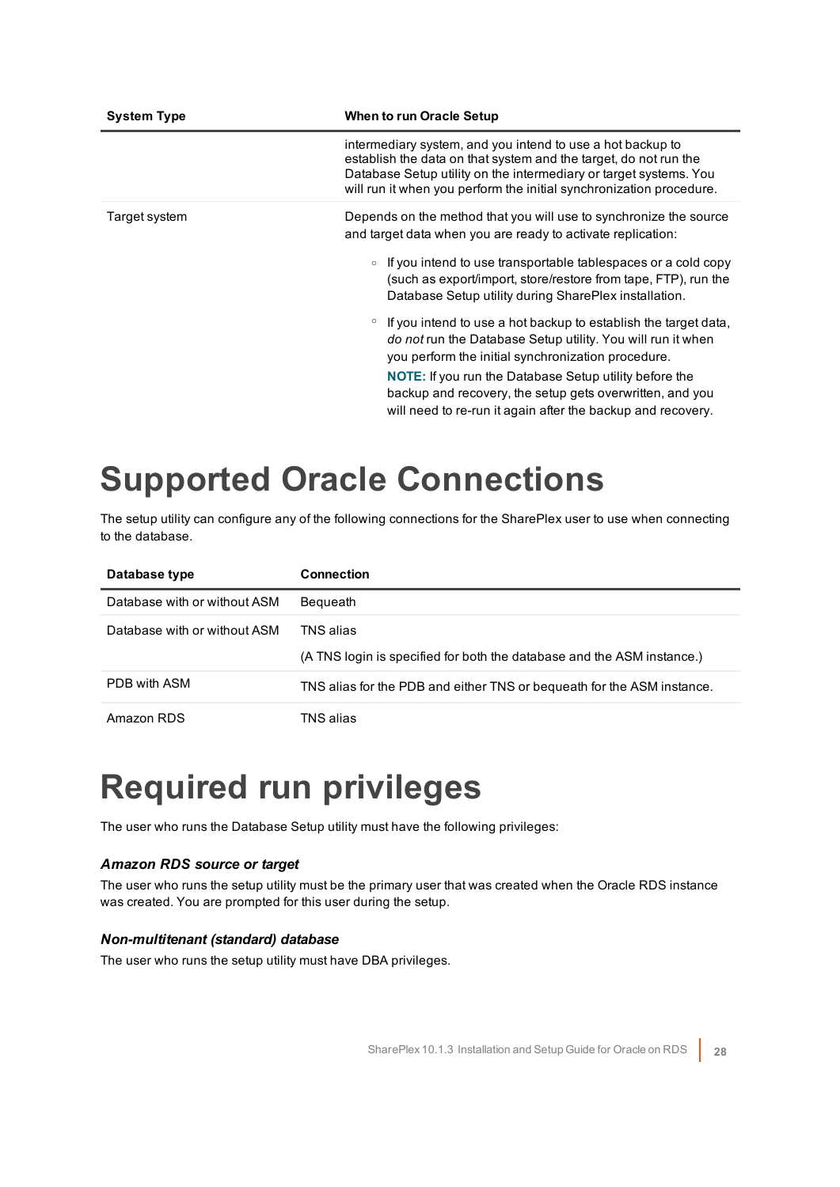| System Type | When to run Oracle Setup |
| --- | --- |
| | intermediary system, and you intend to use a hot backup to establish the data on that system and the target, do not run the Database Setup utility on the intermediary or target systems. You will run it when you perform the initial synchronization procedure. |
| Target system | Depends on the method that you will use to synchronize the source and target data when you are ready to activate replication:<br>◦ If you intend to use transportable tablespaces or a cold copy (such as export/import, store/restore from tape, FTP), run the Database Setup utility during SharePlex installation.<br>◦ If you intend to use a hot backup to establish the target data, *do not* run the Database Setup utility. You will run it when you perform the initial synchronization procedure.<br>**NOTE:** If you run the Database Setup utility before the backup and recovery, the setup gets overwritten, and you will need to re-run it again after the backup and recovery. |

# Supported Oracle Connections

The setup utility can configure any of the following connections for the SharePlex user to use when connecting to the database.

| Database type | Connection |
| --- | --- |
| Database with or without ASM | Bequeath |
| Database with or without ASM | TNS alias<br>(A TNS login is specified for both the database and the ASM instance.) |
| PDB with ASM | TNS alias for the PDB and either TNS or bequeath for the ASM instance. |
| Amazon RDS | TNS alias |

# Required run privileges

The user who runs the Database Setup utility must have the following privileges:

### *Amazon RDS source or target*

The user who runs the setup utility must be the primary user that was created when the Oracle RDS instance was created. You are prompted for this user during the setup.

### *Non-multitenant (standard) database*

The user who runs the setup utility must have DBA privileges.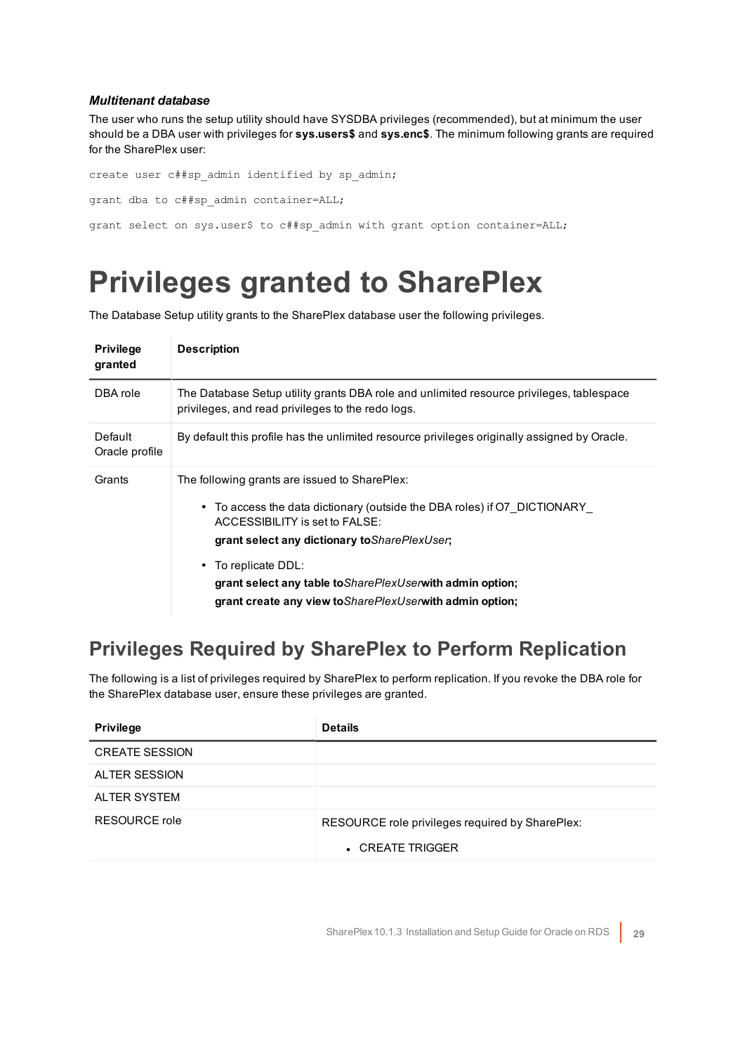***Multitenant database***

The user who runs the setup utility should have SYSDBA privileges (recommended), but at minimum the user should be a DBA user with privileges for **sys.users$** and **sys.enc$**. The minimum following grants are required for the SharePlex user:

```
create user c##sp_admin identified by sp_admin;

grant dba to c##sp_admin container=ALL;

grant select on sys.user$ to c##sp_admin with grant option container=ALL;
```

# Privileges granted to SharePlex

The Database Setup utility grants to the SharePlex database user the following privileges.

| Privilege granted | Description |
|---|---|
| DBA role | The Database Setup utility grants DBA role and unlimited resource privileges, tablespace privileges, and read privileges to the redo logs. |
| Default Oracle profile | By default this profile has the unlimited resource privileges originally assigned by Oracle. |
| Grants | The following grants are issued to SharePlex:<br>• To access the data dictionary (outside the DBA roles) if O7_DICTIONARY_ ACCESSIBILITY is set to FALSE:<br>**grant select any dictionary to***SharePlexUser*;<br>• To replicate DDL:<br>**grant select any table to***SharePlexUser***with admin option;**<br>**grant create any view to***SharePlexUser***with admin option;** |

## Privileges Required by SharePlex to Perform Replication

The following is a list of privileges required by SharePlex to perform replication. If you revoke the DBA role for the SharePlex database user, ensure these privileges are granted.

| Privilege | Details |
|---|---|
| CREATE SESSION | |
| ALTER SESSION | |
| ALTER SYSTEM | |
| RESOURCE role | RESOURCE role privileges required by SharePlex:<br>• CREATE TRIGGER |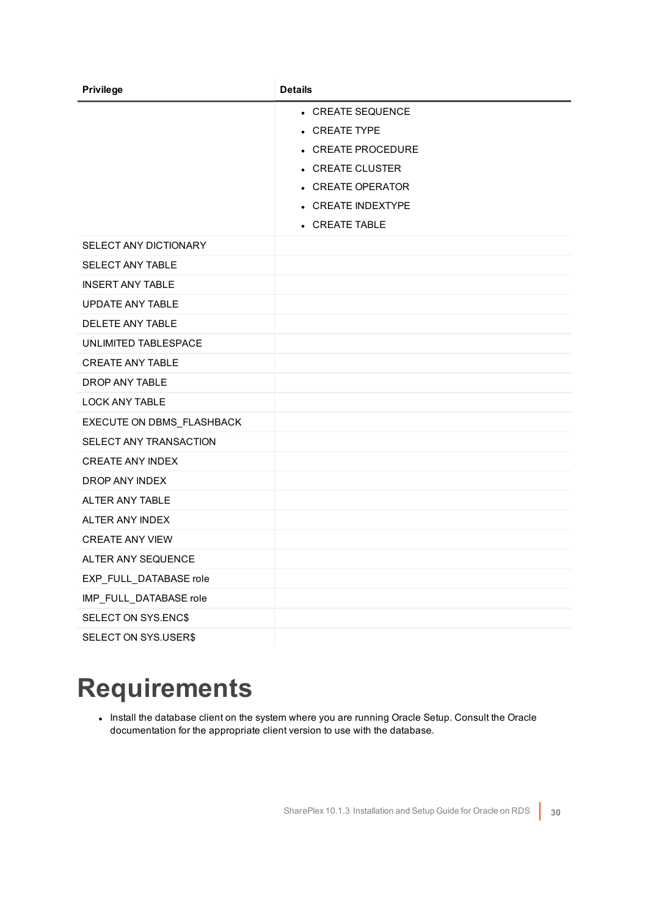| Privilege | Details |
|---|---|
| | • CREATE SEQUENCE<br>• CREATE TYPE<br>• CREATE PROCEDURE<br>• CREATE CLUSTER<br>• CREATE OPERATOR<br>• CREATE INDEXTYPE<br>• CREATE TABLE |
| SELECT ANY DICTIONARY | |
| SELECT ANY TABLE | |
| INSERT ANY TABLE | |
| UPDATE ANY TABLE | |
| DELETE ANY TABLE | |
| UNLIMITED TABLESPACE | |
| CREATE ANY TABLE | |
| DROP ANY TABLE | |
| LOCK ANY TABLE | |
| EXECUTE ON DBMS_FLASHBACK | |
| SELECT ANY TRANSACTION | |
| CREATE ANY INDEX | |
| DROP ANY INDEX | |
| ALTER ANY TABLE | |
| ALTER ANY INDEX | |
| CREATE ANY VIEW | |
| ALTER ANY SEQUENCE | |
| EXP_FULL_DATABASE role | |
| IMP_FULL_DATABASE role | |
| SELECT ON SYS.ENC$ | |
| SELECT ON SYS.USER$ | |

# Requirements

- Install the database client on the system where you are running Oracle Setup. Consult the Oracle documentation for the appropriate client version to use with the database.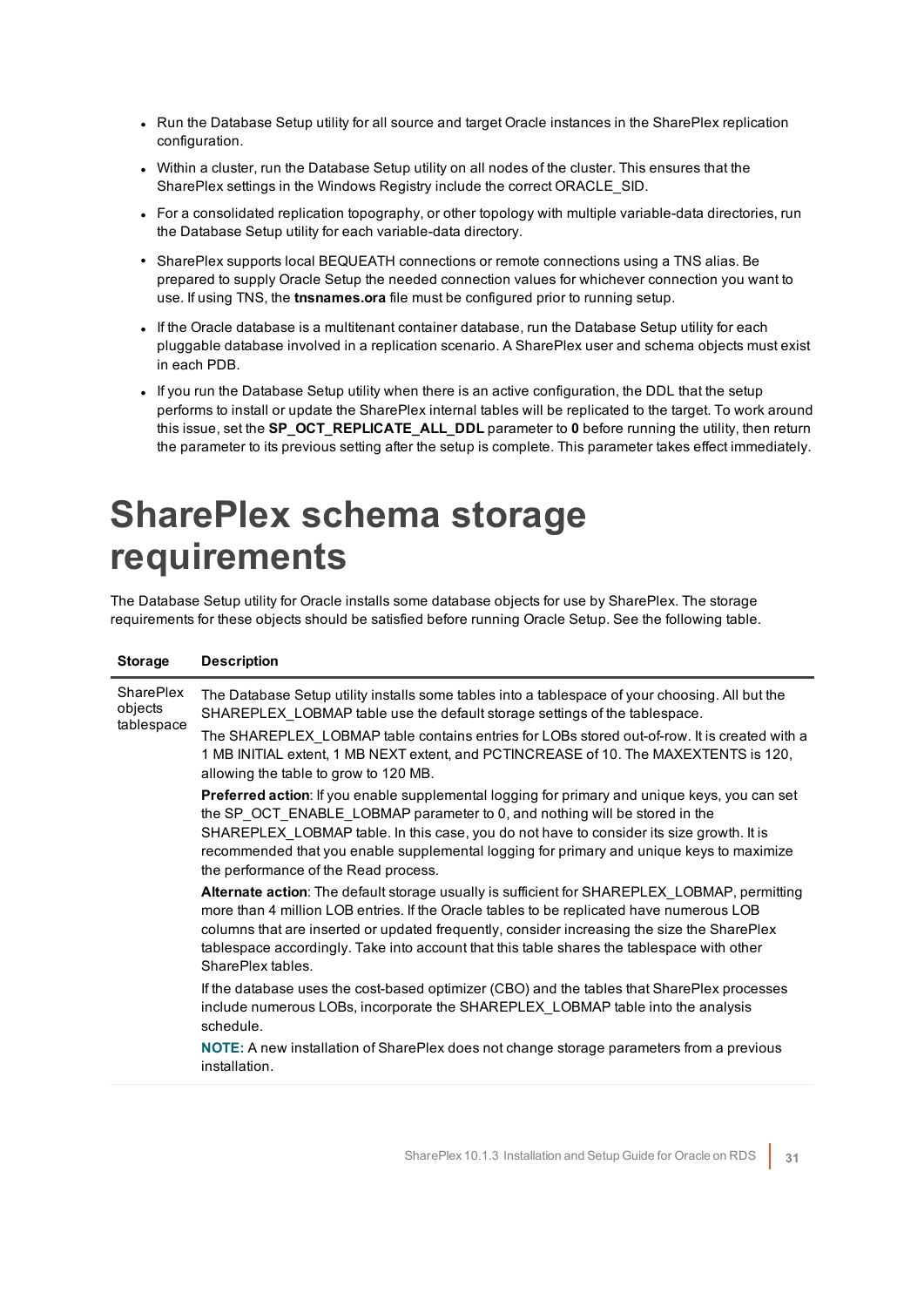- Run the Database Setup utility for all source and target Oracle instances in the SharePlex replication configuration.
- Within a cluster, run the Database Setup utility on all nodes of the cluster. This ensures that the SharePlex settings in the Windows Registry include the correct ORACLE_SID.
- For a consolidated replication topography, or other topology with multiple variable-data directories, run the Database Setup utility for each variable-data directory.
- SharePlex supports local BEQUEATH connections or remote connections using a TNS alias. Be prepared to supply Oracle Setup the needed connection values for whichever connection you want to use. If using TNS, the **tnsnames.ora** file must be configured prior to running setup.
- If the Oracle database is a multitenant container database, run the Database Setup utility for each pluggable database involved in a replication scenario. A SharePlex user and schema objects must exist in each PDB.
- If you run the Database Setup utility when there is an active configuration, the DDL that the setup performs to install or update the SharePlex internal tables will be replicated to the target. To work around this issue, set the **SP_OCT_REPLICATE_ALL_DDL** parameter to **0** before running the utility, then return the parameter to its previous setting after the setup is complete. This parameter takes effect immediately.

# SharePlex schema storage requirements

The Database Setup utility for Oracle installs some database objects for use by SharePlex. The storage requirements for these objects should be satisfied before running Oracle Setup. See the following table.

| Storage | Description |
|---|---|
| SharePlex objects tablespace | The Database Setup utility installs some tables into a tablespace of your choosing. All but the SHAREPLEX_LOBMAP table use the default storage settings of the tablespace.<br><br>The SHAREPLEX_LOBMAP table contains entries for LOBs stored out-of-row. It is created with a 1 MB INITIAL extent, 1 MB NEXT extent, and PCTINCREASE of 10. The MAXEXTENTS is 120, allowing the table to grow to 120 MB.<br><br>**Preferred action**: If you enable supplemental logging for primary and unique keys, you can set the SP_OCT_ENABLE_LOBMAP parameter to 0, and nothing will be stored in the SHAREPLEX_LOBMAP table. In this case, you do not have to consider its size growth. It is recommended that you enable supplemental logging for primary and unique keys to maximize the performance of the Read process.<br><br>**Alternate action**: The default storage usually is sufficient for SHAREPLEX_LOBMAP, permitting more than 4 million LOB entries. If the Oracle tables to be replicated have numerous LOB columns that are inserted or updated frequently, consider increasing the size the SharePlex tablespace accordingly. Take into account that this table shares the tablespace with other SharePlex tables.<br><br>If the database uses the cost-based optimizer (CBO) and the tables that SharePlex processes include numerous LOBs, incorporate the SHAREPLEX_LOBMAP table into the analysis schedule.<br><br>**NOTE:** A new installation of SharePlex does not change storage parameters from a previous installation. |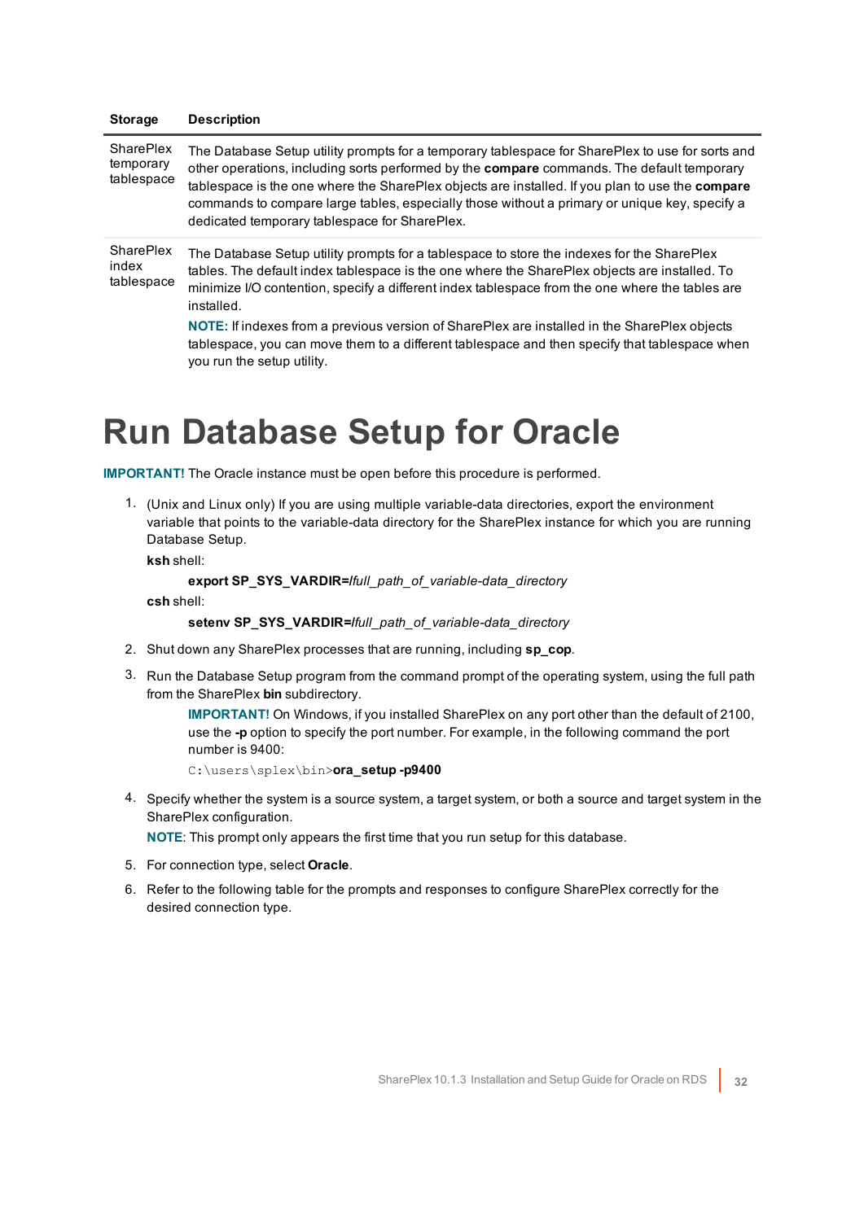| Storage | Description |
|---|---|
| SharePlex temporary tablespace | The Database Setup utility prompts for a temporary tablespace for SharePlex to use for sorts and other operations, including sorts performed by the **compare** commands. The default temporary tablespace is the one where the SharePlex objects are installed. If you plan to use the **compare** commands to compare large tables, especially those without a primary or unique key, specify a dedicated temporary tablespace for SharePlex. |
| SharePlex index tablespace | The Database Setup utility prompts for a tablespace to store the indexes for the SharePlex tables. The default index tablespace is the one where the SharePlex objects are installed. To minimize I/O contention, specify a different index tablespace from the one where the tables are installed. **NOTE:** If indexes from a previous version of SharePlex are installed in the SharePlex objects tablespace, you can move them to a different tablespace and then specify that tablespace when you run the setup utility. |

# Run Database Setup for Oracle

**IMPORTANT!** The Oracle instance must be open before this procedure is performed.

1. (Unix and Linux only) If you are using multiple variable-data directories, export the environment variable that points to the variable-data directory for the SharePlex instance for which you are running Database Setup.

   **ksh** shell:

   **export SP_SYS_VARDIR=***/full_path_of_variable-data_directory*

   **csh** shell:

   **setenv SP_SYS_VARDIR=***/full_path_of_variable-data_directory*

2. Shut down any SharePlex processes that are running, including **sp_cop**.

3. Run the Database Setup program from the command prompt of the operating system, using the full path from the SharePlex **bin** subdirectory.

   **IMPORTANT!** On Windows, if you installed SharePlex on any port other than the default of 2100, use the **-p** option to specify the port number. For example, in the following command the port number is 9400:

   `C:\users\splex\bin>`**ora_setup -p9400**

4. Specify whether the system is a source system, a target system, or both a source and target system in the SharePlex configuration.

   **NOTE**: This prompt only appears the first time that you run setup for this database.

5. For connection type, select **Oracle**.

6. Refer to the following table for the prompts and responses to configure SharePlex correctly for the desired connection type.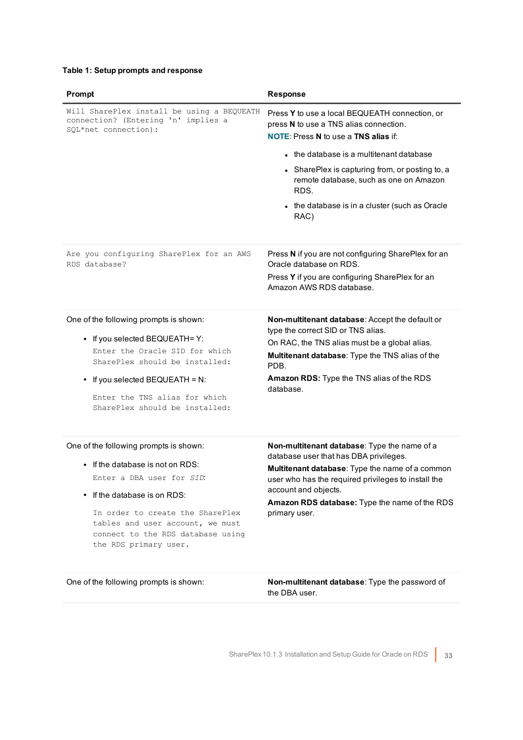**Table 1: Setup prompts and response**

| Prompt | Response |
|---|---|
| `Will SharePlex install be using a BEQUEATH connection? (Entering 'n' implies a SQL*net connection):` | Press **Y** to use a local BEQUEATH connection, or press **N** to use a TNS alias connection.<br>**NOTE**: Press **N** to use a **TNS alias** if:<br>• the database is a multitenant database<br>• SharePlex is capturing from, or posting to, a remote database, such as one on Amazon RDS.<br>• the database is in a cluster (such as Oracle RAC) |
| `Are you configuring SharePlex for an AWS RDS database?` | Press **N** if you are not configuring SharePlex for an Oracle database on RDS.<br>Press **Y** if you are configuring SharePlex for an Amazon AWS RDS database. |
| One of the following prompts is shown:<br>• If you selected BEQUEATH= Y:<br>`Enter the Oracle SID for which SharePlex should be installed:`<br>• If you selected BEQUEATH = N:<br>`Enter the TNS alias for which SharePlex should be installed:` | **Non-multitenant database**: Accept the default or type the correct SID or TNS alias.<br>On RAC, the TNS alias must be a global alias.<br>**Multitenant database**: Type the TNS alias of the PDB.<br>**Amazon RDS:** Type the TNS alias of the RDS database. |
| One of the following prompts is shown:<br>• If the database is not on RDS:<br>`Enter a DBA user for` *`SID`*:<br>• If the database is on RDS:<br>`In order to create the SharePlex tables and user account, we must connect to the RDS database using the RDS primary user.` | **Non-multitenant database**: Type the name of a database user that has DBA privileges.<br>**Multitenant database**: Type the name of a common user who has the required privileges to install the account and objects.<br>**Amazon RDS database:** Type the name of the RDS primary user. |
| One of the following prompts is shown: | **Non-multitenant database**: Type the password of the DBA user. |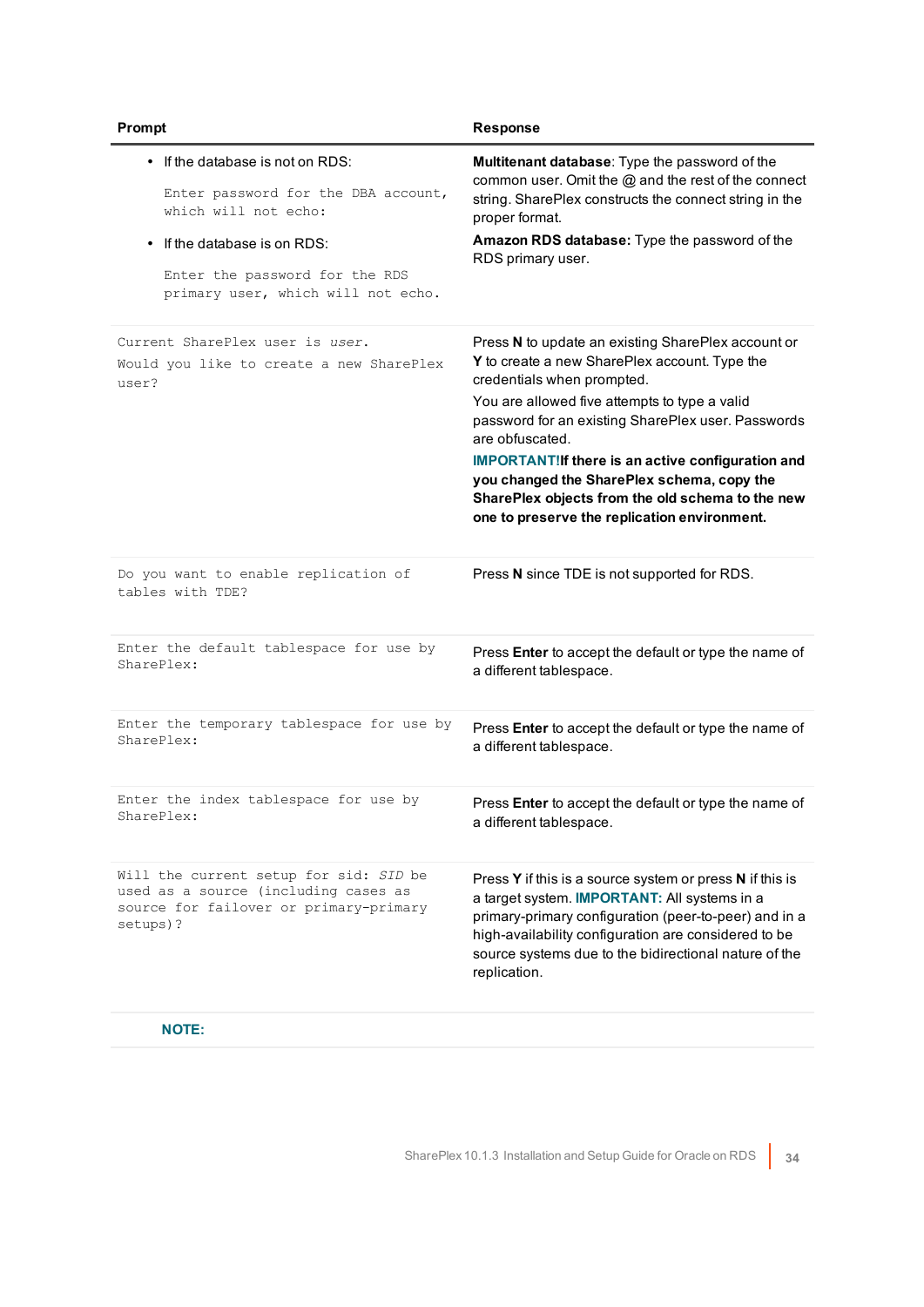| Prompt | Response |
| --- | --- |
| • If the database is not on RDS:<br>`Enter password for the DBA account, which will not echo:`<br>• If the database is on RDS:<br>`Enter the password for the RDS primary user, which will not echo.` | **Multitenant database**: Type the password of the common user. Omit the @ and the rest of the connect string. SharePlex constructs the connect string in the proper format.<br>**Amazon RDS database:** Type the password of the RDS primary user. |
| `Current SharePlex user is` *`user`*`.`<br>`Would you like to create a new SharePlex user?` | Press **N** to update an existing SharePlex account or **Y** to create a new SharePlex account. Type the credentials when prompted.<br>You are allowed five attempts to type a valid password for an existing SharePlex user. Passwords are obfuscated.<br>**IMPORTANT!If there is an active configuration and you changed the SharePlex schema, copy the SharePlex objects from the old schema to the new one to preserve the replication environment.** |
| `Do you want to enable replication of tables with TDE?` | Press **N** since TDE is not supported for RDS. |
| `Enter the default tablespace for use by SharePlex:` | Press **Enter** to accept the default or type the name of a different tablespace. |
| `Enter the temporary tablespace for use by SharePlex:` | Press **Enter** to accept the default or type the name of a different tablespace. |
| `Enter the index tablespace for use by SharePlex:` | Press **Enter** to accept the default or type the name of a different tablespace. |
| `Will the current setup for sid:` *`SID`* `be used as a source (including cases as source for failover or primary-primary setups)?` | Press **Y** if this is a source system or press **N** if this is a target system. **IMPORTANT:** All systems in a primary-primary configuration (peer-to-peer) and in a high-availability configuration are considered to be source systems due to the bidirectional nature of the replication. |

**NOTE:**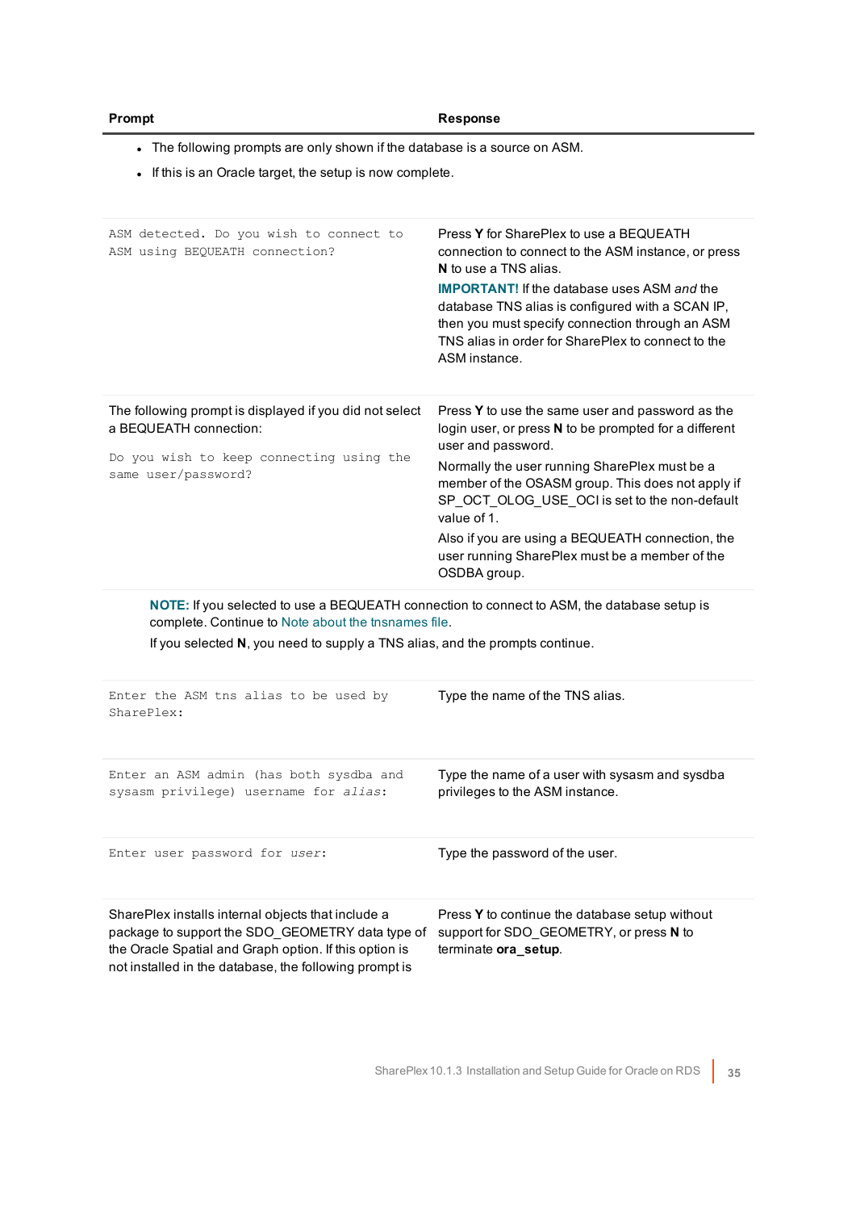| Prompt | Response |
| --- | --- |
| • The following prompts are only shown if the database is a source on ASM.<br>• If this is an Oracle target, the setup is now complete. | |
| `ASM detected. Do you wish to connect to ASM using BEQUEATH connection?` | Press **Y** for SharePlex to use a BEQUEATH connection to connect to the ASM instance, or press **N** to use a TNS alias.<br>**IMPORTANT!** If the database uses ASM *and* the database TNS alias is configured with a SCAN IP, then you must specify connection through an ASM TNS alias in order for SharePlex to connect to the ASM instance. |
| The following prompt is displayed if you did not select a BEQUEATH connection:<br>`Do you wish to keep connecting using the same user/password?` | Press **Y** to use the same user and password as the login user, or press **N** to be prompted for a different user and password.<br>Normally the user running SharePlex must be a member of the OSASM group. This does not apply if SP_OCT_OLOG_USE_OCI is set to the non-default value of 1.<br>Also if you are using a BEQUEATH connection, the user running SharePlex must be a member of the OSDBA group. |
| **NOTE:** If you selected to use a BEQUEATH connection to connect to ASM, the database setup is complete. Continue to Note about the tnsnames file.<br>If you selected **N**, you need to supply a TNS alias, and the prompts continue. | |
| `Enter the ASM tns alias to be used by SharePlex:` | Type the name of the TNS alias. |
| `Enter an ASM admin (has both sysdba and sysasm privilege) username for` *`alias`*`:` | Type the name of a user with sysasm and sysdba privileges to the ASM instance. |
| `Enter user password for` *`user`*`:` | Type the password of the user. |
| SharePlex installs internal objects that include a package to support the SDO_GEOMETRY data type of the Oracle Spatial and Graph option. If this option is not installed in the database, the following prompt is | Press **Y** to continue the database setup without support for SDO_GEOMETRY, or press **N** to terminate **ora_setup**. |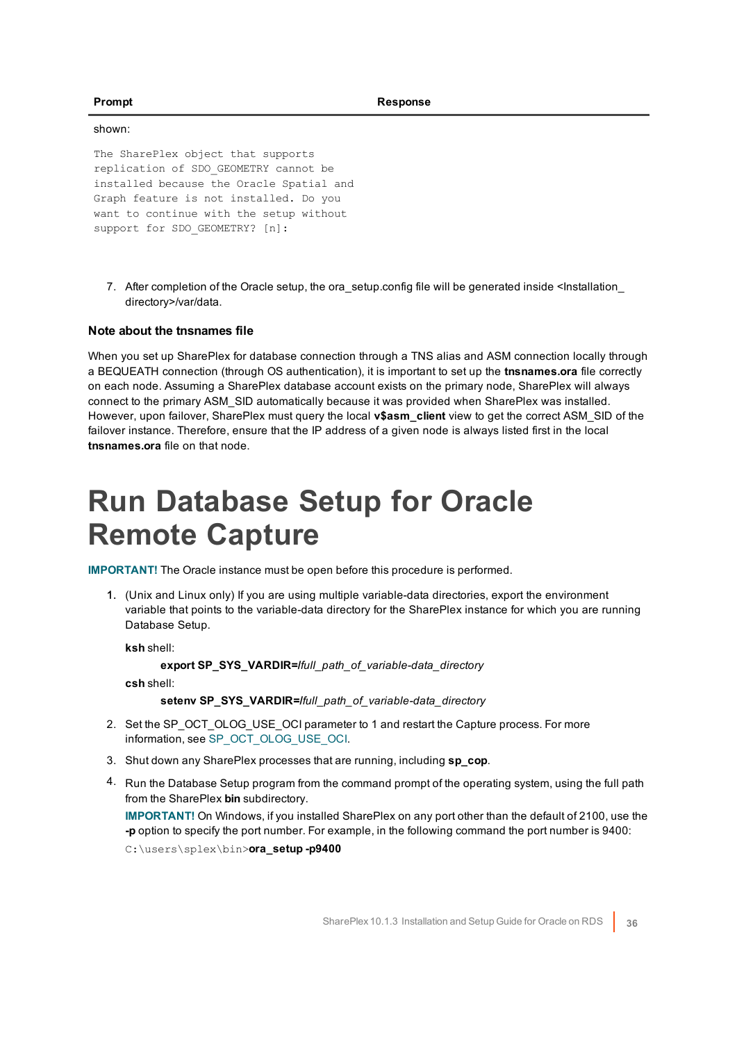| Prompt | Response |
| --- | --- |
| shown:<br><br>`The SharePlex object that supports replication of SDO_GEOMETRY cannot be installed because the Oracle Spatial and Graph feature is not installed. Do you want to continue with the setup without support for SDO_GEOMETRY? [n]:` | |

7. After completion of the Oracle setup, the ora_setup.config file will be generated inside <Installation_directory>/var/data.

### Note about the tnsnames file

When you set up SharePlex for database connection through a TNS alias and ASM connection locally through a BEQUEATH connection (through OS authentication), it is important to set up the **tnsnames.ora** file correctly on each node. Assuming a SharePlex database account exists on the primary node, SharePlex will always connect to the primary ASM_SID automatically because it was provided when SharePlex was installed. However, upon failover, SharePlex must query the local **v$asm_client** view to get the correct ASM_SID of the failover instance. Therefore, ensure that the IP address of a given node is always listed first in the local **tnsnames.ora** file on that node.

# Run Database Setup for Oracle Remote Capture

**IMPORTANT!** The Oracle instance must be open before this procedure is performed.

1. (Unix and Linux only) If you are using multiple variable-data directories, export the environment variable that points to the variable-data directory for the SharePlex instance for which you are running Database Setup.

   **ksh** shell:

   **export SP_SYS_VARDIR=***/full_path_of_variable-data_directory*

   **csh** shell:

   **setenv SP_SYS_VARDIR=***/full_path_of_variable-data_directory*

2. Set the SP_OCT_OLOG_USE_OCI parameter to 1 and restart the Capture process. For more information, see SP_OCT_OLOG_USE_OCI.

3. Shut down any SharePlex processes that are running, including **sp_cop**.

4. Run the Database Setup program from the command prompt of the operating system, using the full path from the SharePlex **bin** subdirectory.

   **IMPORTANT!** On Windows, if you installed SharePlex on any port other than the default of 2100, use the **-p** option to specify the port number. For example, in the following command the port number is 9400:

   `C:\users\splex\bin>`**ora_setup -p9400**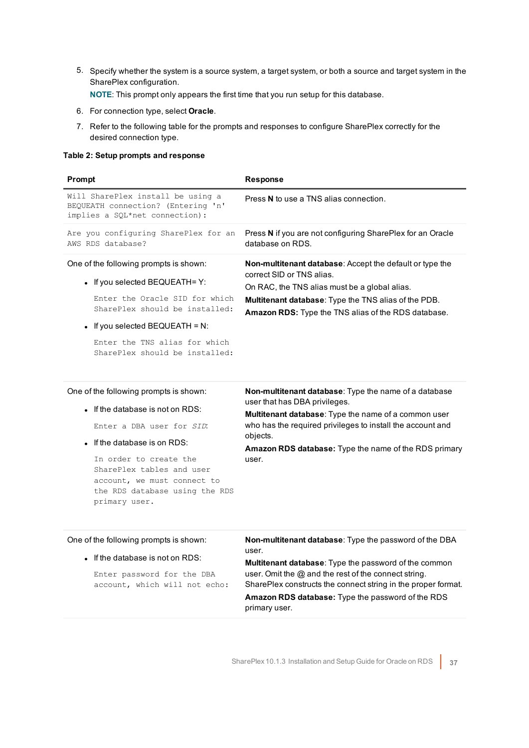5. Specify whether the system is a source system, a target system, or both a source and target system in the SharePlex configuration.
   **NOTE**: This prompt only appears the first time that you run setup for this database.
6. For connection type, select **Oracle**.
7. Refer to the following table for the prompts and responses to configure SharePlex correctly for the desired connection type.

**Table 2: Setup prompts and response**

| Prompt | Response |
|---|---|
| `Will SharePlex install be using a BEQUEATH connection? (Entering 'n' implies a SQL*net connection):` | Press **N** to use a TNS alias connection. |
| `Are you configuring SharePlex for an AWS RDS database?` | Press **N** if you are not configuring SharePlex for an Oracle database on RDS. |
| One of the following prompts is shown:<br>• If you selected BEQUEATH= Y:<br>`Enter the Oracle SID for which SharePlex should be installed:`<br>• If you selected BEQUEATH = N:<br>`Enter the TNS alias for which SharePlex should be installed:` | **Non-multitenant database**: Accept the default or type the correct SID or TNS alias.<br>On RAC, the TNS alias must be a global alias.<br>**Multitenant database**: Type the TNS alias of the PDB.<br>**Amazon RDS:** Type the TNS alias of the RDS database. |
| One of the following prompts is shown:<br>• If the database is not on RDS:<br>`Enter a DBA user for` *`SID`*`:`<br>• If the database is on RDS:<br>`In order to create the SharePlex tables and user account, we must connect to the RDS database using the RDS primary user.` | **Non-multitenant database**: Type the name of a database user that has DBA privileges.<br>**Multitenant database**: Type the name of a common user who has the required privileges to install the account and objects.<br>**Amazon RDS database:** Type the name of the RDS primary user. |
| One of the following prompts is shown:<br>• If the database is not on RDS:<br>`Enter password for the DBA account, which will not echo:` | **Non-multitenant database**: Type the password of the DBA user.<br>**Multitenant database**: Type the password of the common user. Omit the @ and the rest of the connect string. SharePlex constructs the connect string in the proper format.<br>**Amazon RDS database:** Type the password of the RDS primary user. |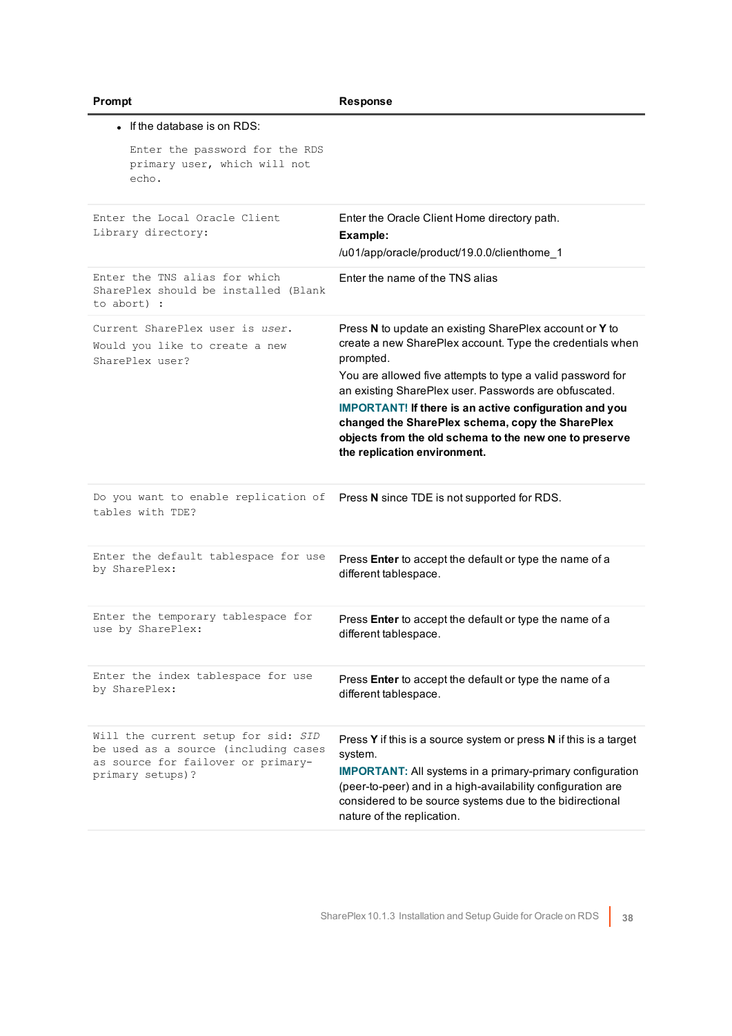| Prompt | Response |
|---|---|
| • If the database is on RDS:<br>`Enter the password for the RDS primary user, which will not echo.` | |
| `Enter the Local Oracle Client Library directory:` | Enter the Oracle Client Home directory path.<br>**Example:**<br>/u01/app/oracle/product/19.0.0/clienthome_1 |
| `Enter the TNS alias for which SharePlex should be installed (Blank to abort) :` | Enter the name of the TNS alias |
| `Current SharePlex user is` *`user`*`.`<br>`Would you like to create a new SharePlex user?` | Press **N** to update an existing SharePlex account or **Y** to create a new SharePlex account. Type the credentials when prompted.<br>You are allowed five attempts to type a valid password for an existing SharePlex user. Passwords are obfuscated.<br>**IMPORTANT! If there is an active configuration and you changed the SharePlex schema, copy the SharePlex objects from the old schema to the new one to preserve the replication environment.** |
| `Do you want to enable replication of tables with TDE?` | Press **N** since TDE is not supported for RDS. |
| `Enter the default tablespace for use by SharePlex:` | Press **Enter** to accept the default or type the name of a different tablespace. |
| `Enter the temporary tablespace for use by SharePlex:` | Press **Enter** to accept the default or type the name of a different tablespace. |
| `Enter the index tablespace for use by SharePlex:` | Press **Enter** to accept the default or type the name of a different tablespace. |
| `Will the current setup for sid:` *`SID`* `be used as a source (including cases as source for failover or primary-primary setups)?` | Press **Y** if this is a source system or press **N** if this is a target system.<br>**IMPORTANT:** All systems in a primary-primary configuration (peer-to-peer) and in a high-availability configuration are considered to be source systems due to the bidirectional nature of the replication. |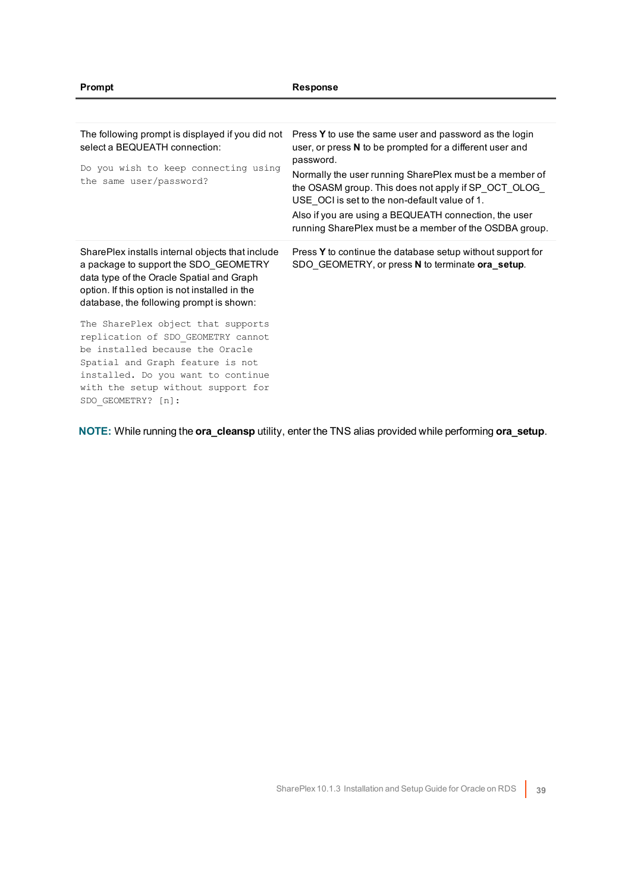| Prompt | Response |
| --- | --- |
| The following prompt is displayed if you did not select a BEQUEATH connection:<br><br>`Do you wish to keep connecting using the same user/password?` | Press **Y** to use the same user and password as the login user, or press **N** to be prompted for a different user and password.<br>Normally the user running SharePlex must be a member of the OSASM group. This does not apply if SP_OCT_OLOG_USE_OCI is set to the non-default value of 1.<br>Also if you are using a BEQUEATH connection, the user running SharePlex must be a member of the OSDBA group. |
| SharePlex installs internal objects that include a package to support the SDO_GEOMETRY data type of the Oracle Spatial and Graph option. If this option is not installed in the database, the following prompt is shown:<br><br>`The SharePlex object that supports replication of SDO_GEOMETRY cannot be installed because the Oracle Spatial and Graph feature is not installed. Do you want to continue with the setup without support for SDO_GEOMETRY? [n]:` | Press **Y** to continue the database setup without support for SDO_GEOMETRY, or press **N** to terminate **ora_setup**. |

**NOTE:** While running the **ora_cleansp** utility, enter the TNS alias provided while performing **ora_setup**.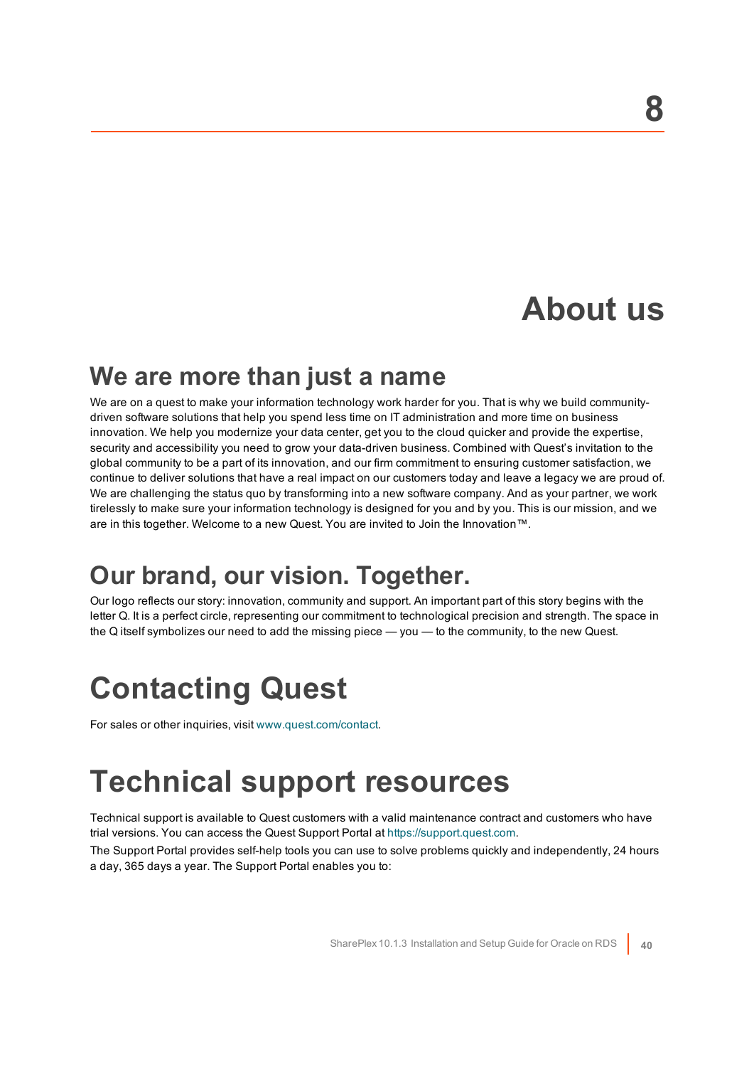# 8

# About us

## We are more than just a name

We are on a quest to make your information technology work harder for you. That is why we build community-driven software solutions that help you spend less time on IT administration and more time on business innovation. We help you modernize your data center, get you to the cloud quicker and provide the expertise, security and accessibility you need to grow your data-driven business. Combined with Quest's invitation to the global community to be a part of its innovation, and our firm commitment to ensuring customer satisfaction, we continue to deliver solutions that have a real impact on our customers today and leave a legacy we are proud of. We are challenging the status quo by transforming into a new software company. And as your partner, we work tirelessly to make sure your information technology is designed for you and by you. This is our mission, and we are in this together. Welcome to a new Quest. You are invited to Join the Innovation™.

## Our brand, our vision. Together.

Our logo reflects our story: innovation, community and support. An important part of this story begins with the letter Q. It is a perfect circle, representing our commitment to technological precision and strength. The space in the Q itself symbolizes our need to add the missing piece — you — to the community, to the new Quest.

# Contacting Quest

For sales or other inquiries, visit www.quest.com/contact.

# Technical support resources

Technical support is available to Quest customers with a valid maintenance contract and customers who have trial versions. You can access the Quest Support Portal at https://support.quest.com.

The Support Portal provides self-help tools you can use to solve problems quickly and independently, 24 hours a day, 365 days a year. The Support Portal enables you to: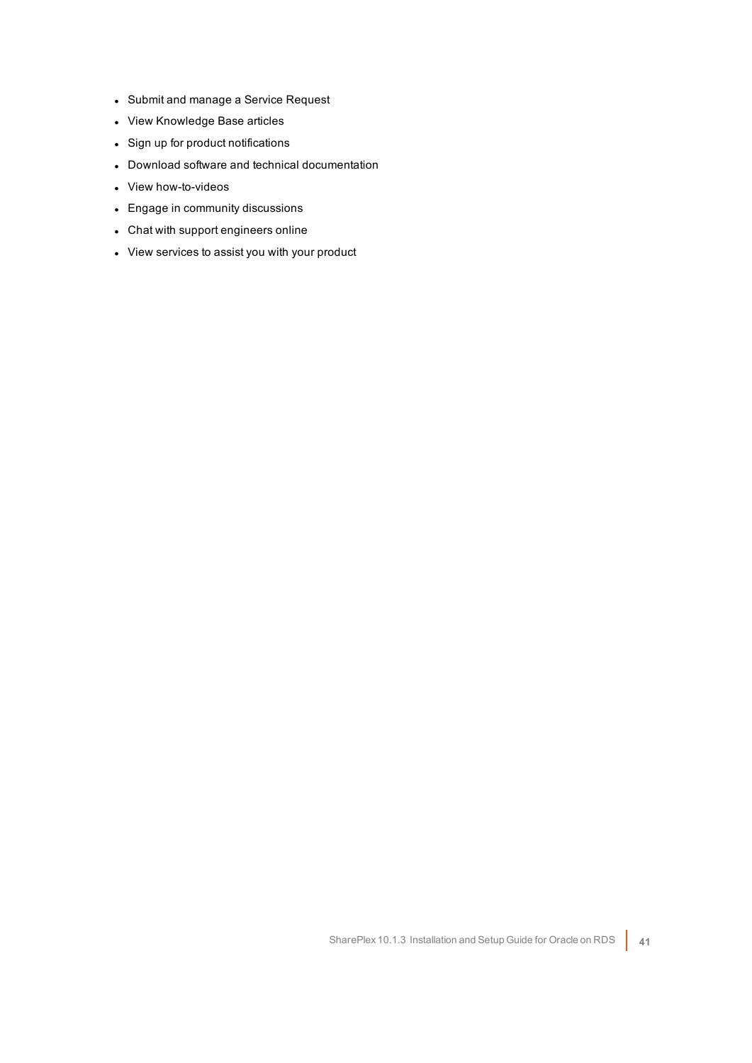- Submit and manage a Service Request
- View Knowledge Base articles
- Sign up for product notifications
- Download software and technical documentation
- View how-to-videos
- Engage in community discussions
- Chat with support engineers online
- View services to assist you with your product